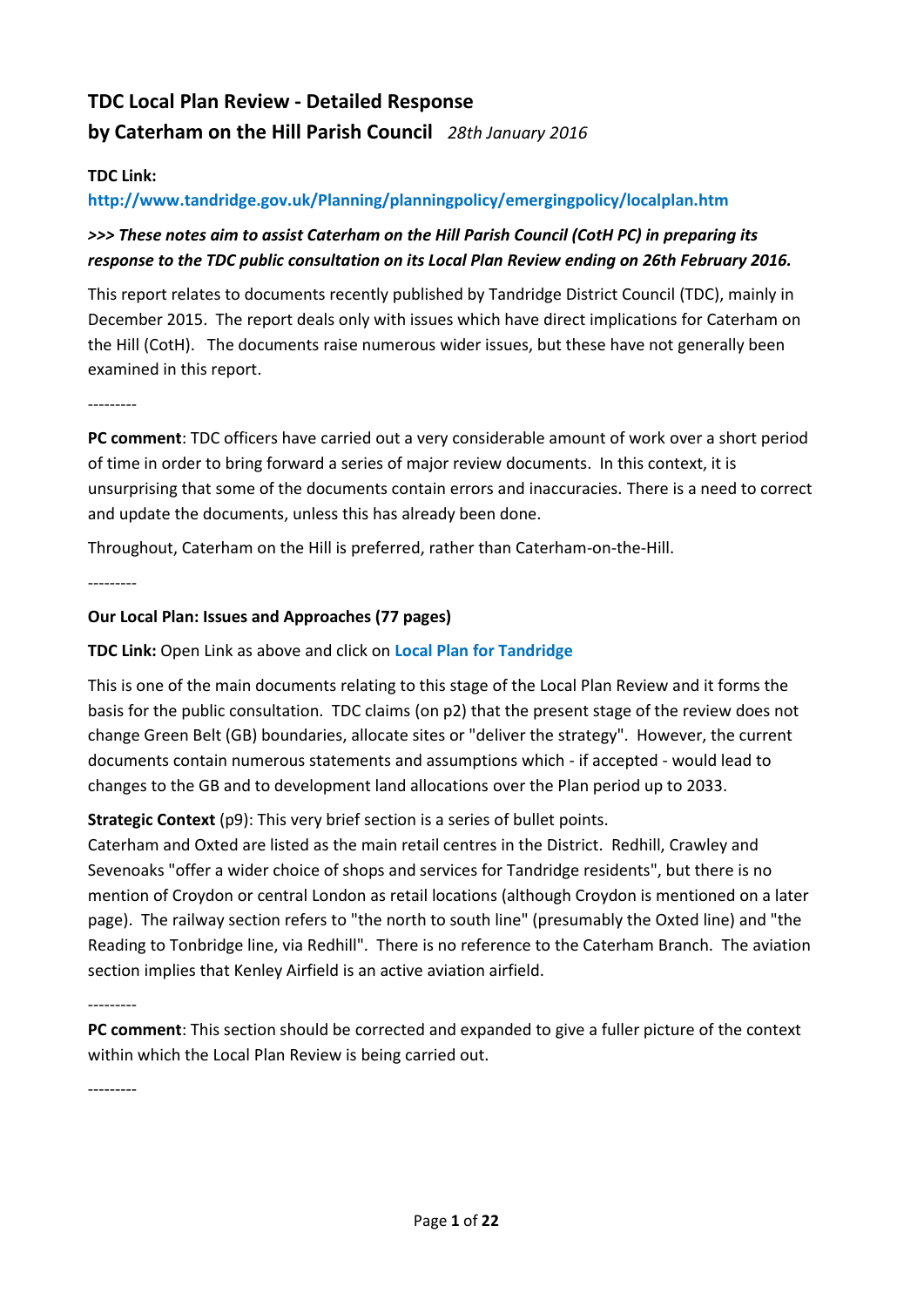# TDC Local Plan Review - Detailed Response

## by Caterham on the Hill Parish Council *28th January 2016*

**TDC Link:**

**http://www.tandridge.gov.uk/Planning/planningpolicy/emergingpolicy/localplan.htm**

***>>> These notes aim to assist Caterham on the Hill Parish Council (CotH PC) in preparing its response to the TDC public consultation on its Local Plan Review ending on 26th February 2016.***

This report relates to documents recently published by Tandridge District Council (TDC), mainly in December 2015. The report deals only with issues which have direct implications for Caterham on the Hill (CotH). The documents raise numerous wider issues, but these have not generally been examined in this report.

---------

**PC comment**: TDC officers have carried out a very considerable amount of work over a short period of time in order to bring forward a series of major review documents. In this context, it is unsurprising that some of the documents contain errors and inaccuracies. There is a need to correct and update the documents, unless this has already been done.

Throughout, Caterham on the Hill is preferred, rather than Caterham-on-the-Hill.

---------

**Our Local Plan: Issues and Approaches (77 pages)**

**TDC Link:** Open Link as above and click on **Local Plan for Tandridge**

This is one of the main documents relating to this stage of the Local Plan Review and it forms the basis for the public consultation. TDC claims (on p2) that the present stage of the review does not change Green Belt (GB) boundaries, allocate sites or "deliver the strategy". However, the current documents contain numerous statements and assumptions which - if accepted - would lead to changes to the GB and to development land allocations over the Plan period up to 2033.

**Strategic Context** (p9): This very brief section is a series of bullet points.
Caterham and Oxted are listed as the main retail centres in the District. Redhill, Crawley and Sevenoaks "offer a wider choice of shops and services for Tandridge residents", but there is no mention of Croydon or central London as retail locations (although Croydon is mentioned on a later page). The railway section refers to "the north to south line" (presumably the Oxted line) and "the Reading to Tonbridge line, via Redhill". There is no reference to the Caterham Branch. The aviation section implies that Kenley Airfield is an active aviation airfield.

---------

**PC comment**: This section should be corrected and expanded to give a fuller picture of the context within which the Local Plan Review is being carried out.

---------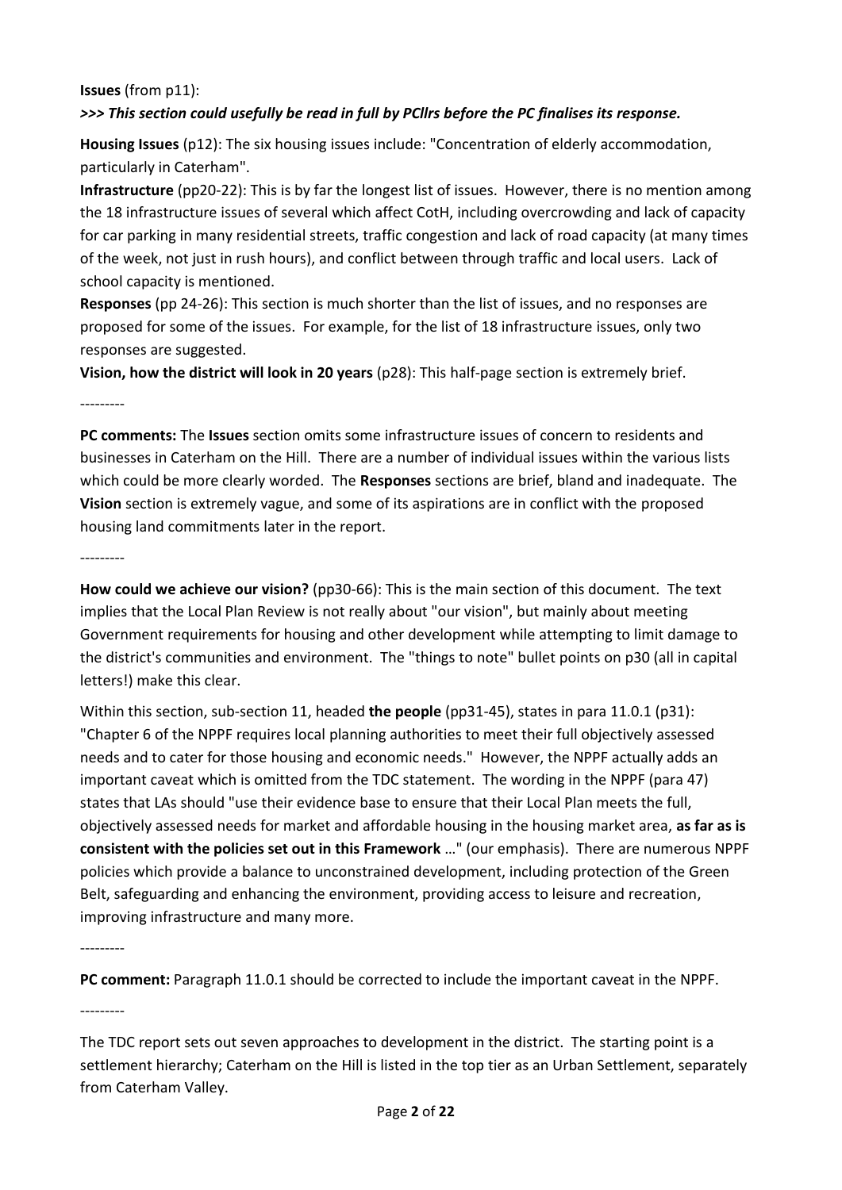**Issues** (from p11):

***>>> This section could usefully be read in full by PCllrs before the PC finalises its response.***

**Housing Issues** (p12): The six housing issues include: "Concentration of elderly accommodation, particularly in Caterham".

**Infrastructure** (pp20-22): This is by far the longest list of issues. However, there is no mention among the 18 infrastructure issues of several which affect CotH, including overcrowding and lack of capacity for car parking in many residential streets, traffic congestion and lack of road capacity (at many times of the week, not just in rush hours), and conflict between through traffic and local users. Lack of school capacity is mentioned.

**Responses** (pp 24-26): This section is much shorter than the list of issues, and no responses are proposed for some of the issues. For example, for the list of 18 infrastructure issues, only two responses are suggested.

**Vision, how the district will look in 20 years** (p28): This half-page section is extremely brief.

---------

**PC comments:** The **Issues** section omits some infrastructure issues of concern to residents and businesses in Caterham on the Hill. There are a number of individual issues within the various lists which could be more clearly worded. The **Responses** sections are brief, bland and inadequate. The **Vision** section is extremely vague, and some of its aspirations are in conflict with the proposed housing land commitments later in the report.

---------

**How could we achieve our vision?** (pp30-66): This is the main section of this document. The text implies that the Local Plan Review is not really about "our vision", but mainly about meeting Government requirements for housing and other development while attempting to limit damage to the district's communities and environment. The "things to note" bullet points on p30 (all in capital letters!) make this clear.

Within this section, sub-section 11, headed **the people** (pp31-45), states in para 11.0.1 (p31): "Chapter 6 of the NPPF requires local planning authorities to meet their full objectively assessed needs and to cater for those housing and economic needs." However, the NPPF actually adds an important caveat which is omitted from the TDC statement. The wording in the NPPF (para 47) states that LAs should "use their evidence base to ensure that their Local Plan meets the full, objectively assessed needs for market and affordable housing in the housing market area, **as far as is consistent with the policies set out in this Framework** …" (our emphasis). There are numerous NPPF policies which provide a balance to unconstrained development, including protection of the Green Belt, safeguarding and enhancing the environment, providing access to leisure and recreation, improving infrastructure and many more.

---------

**PC comment:** Paragraph 11.0.1 should be corrected to include the important caveat in the NPPF.

---------

The TDC report sets out seven approaches to development in the district. The starting point is a settlement hierarchy; Caterham on the Hill is listed in the top tier as an Urban Settlement, separately from Caterham Valley.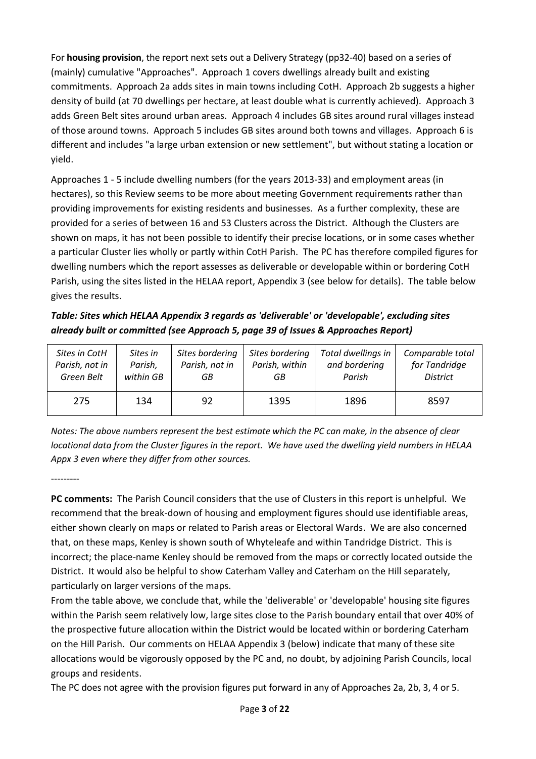For **housing provision**, the report next sets out a Delivery Strategy (pp32-40) based on a series of (mainly) cumulative "Approaches". Approach 1 covers dwellings already built and existing commitments. Approach 2a adds sites in main towns including CotH. Approach 2b suggests a higher density of build (at 70 dwellings per hectare, at least double what is currently achieved). Approach 3 adds Green Belt sites around urban areas. Approach 4 includes GB sites around rural villages instead of those around towns. Approach 5 includes GB sites around both towns and villages. Approach 6 is different and includes "a large urban extension or new settlement", but without stating a location or yield.

Approaches 1 - 5 include dwelling numbers (for the years 2013-33) and employment areas (in hectares), so this Review seems to be more about meeting Government requirements rather than providing improvements for existing residents and businesses. As a further complexity, these are provided for a series of between 16 and 53 Clusters across the District. Although the Clusters are shown on maps, it has not been possible to identify their precise locations, or in some cases whether a particular Cluster lies wholly or partly within CotH Parish. The PC has therefore compiled figures for dwelling numbers which the report assesses as deliverable or developable within or bordering CotH Parish, using the sites listed in the HELAA report, Appendix 3 (see below for details). The table below gives the results.

***Table: Sites which HELAA Appendix 3 regards as 'deliverable' or 'developable', excluding sites already built or committed (see Approach 5, page 39 of Issues & Approaches Report)***

| *Sites in CotH Parish, not in Green Belt* | *Sites in Parish, within GB* | *Sites bordering Parish, not in GB* | *Sites bordering Parish, within GB* | *Total dwellings in and bordering Parish* | *Comparable total for Tandridge District* |
|---|---|---|---|---|---|
| 275 | 134 | 92 | 1395 | 1896 | 8597 |

*Notes: The above numbers represent the best estimate which the PC can make, in the absence of clear locational data from the Cluster figures in the report. We have used the dwelling yield numbers in HELAA Appx 3 even where they differ from other sources.*

---------

**PC comments:** The Parish Council considers that the use of Clusters in this report is unhelpful. We recommend that the break-down of housing and employment figures should use identifiable areas, either shown clearly on maps or related to Parish areas or Electoral Wards. We are also concerned that, on these maps, Kenley is shown south of Whyteleafe and within Tandridge District. This is incorrect; the place-name Kenley should be removed from the maps or correctly located outside the District. It would also be helpful to show Caterham Valley and Caterham on the Hill separately, particularly on larger versions of the maps.

From the table above, we conclude that, while the 'deliverable' or 'developable' housing site figures within the Parish seem relatively low, large sites close to the Parish boundary entail that over 40% of the prospective future allocation within the District would be located within or bordering Caterham on the Hill Parish. Our comments on HELAA Appendix 3 (below) indicate that many of these site allocations would be vigorously opposed by the PC and, no doubt, by adjoining Parish Councils, local groups and residents.

The PC does not agree with the provision figures put forward in any of Approaches 2a, 2b, 3, 4 or 5.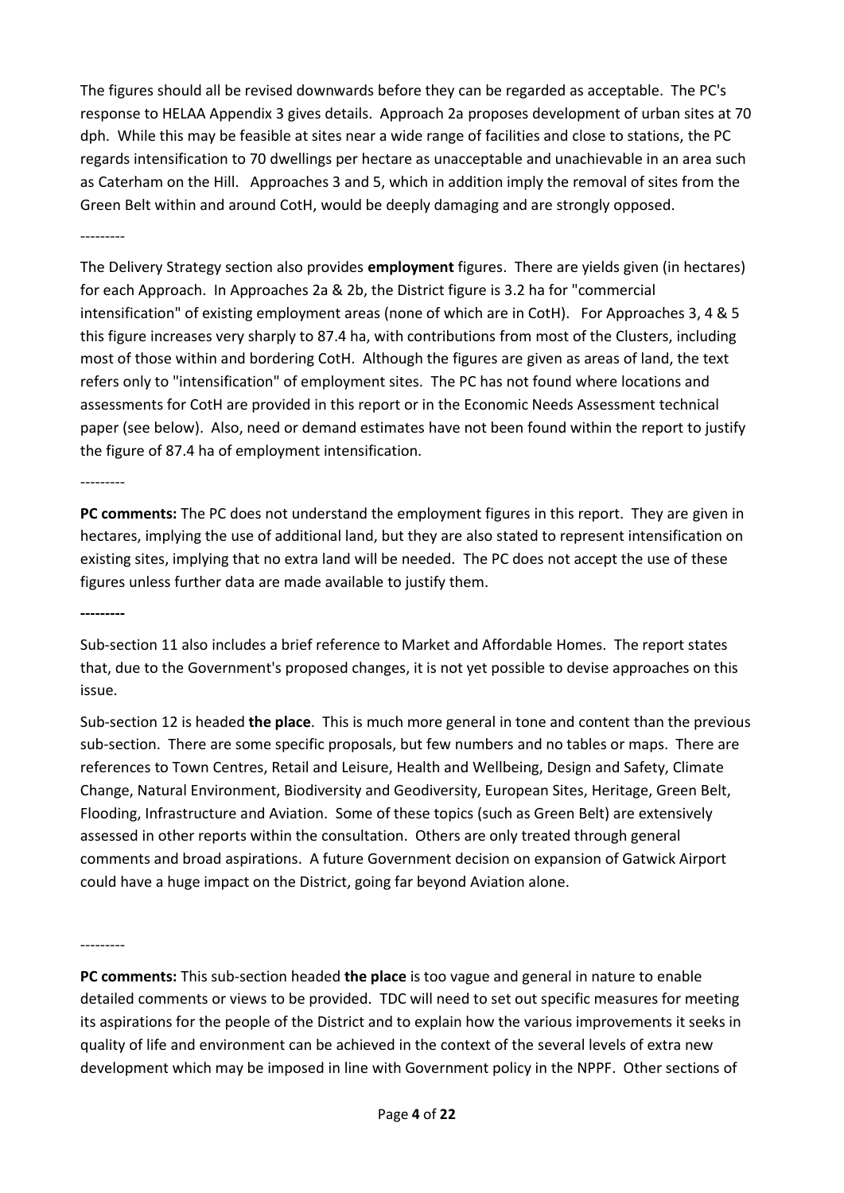The figures should all be revised downwards before they can be regarded as acceptable. The PC's response to HELAA Appendix 3 gives details. Approach 2a proposes development of urban sites at 70 dph. While this may be feasible at sites near a wide range of facilities and close to stations, the PC regards intensification to 70 dwellings per hectare as unacceptable and unachievable in an area such as Caterham on the Hill. Approaches 3 and 5, which in addition imply the removal of sites from the Green Belt within and around CotH, would be deeply damaging and are strongly opposed.

---------

The Delivery Strategy section also provides **employment** figures. There are yields given (in hectares) for each Approach. In Approaches 2a & 2b, the District figure is 3.2 ha for "commercial intensification" of existing employment areas (none of which are in CotH). For Approaches 3, 4 & 5 this figure increases very sharply to 87.4 ha, with contributions from most of the Clusters, including most of those within and bordering CotH. Although the figures are given as areas of land, the text refers only to "intensification" of employment sites. The PC has not found where locations and assessments for CotH are provided in this report or in the Economic Needs Assessment technical paper (see below). Also, need or demand estimates have not been found within the report to justify the figure of 87.4 ha of employment intensification.

---------

**PC comments:** The PC does not understand the employment figures in this report. They are given in hectares, implying the use of additional land, but they are also stated to represent intensification on existing sites, implying that no extra land will be needed. The PC does not accept the use of these figures unless further data are made available to justify them.

**---------**

Sub-section 11 also includes a brief reference to Market and Affordable Homes. The report states that, due to the Government's proposed changes, it is not yet possible to devise approaches on this issue.

Sub-section 12 is headed **the place**. This is much more general in tone and content than the previous sub-section. There are some specific proposals, but few numbers and no tables or maps. There are references to Town Centres, Retail and Leisure, Health and Wellbeing, Design and Safety, Climate Change, Natural Environment, Biodiversity and Geodiversity, European Sites, Heritage, Green Belt, Flooding, Infrastructure and Aviation. Some of these topics (such as Green Belt) are extensively assessed in other reports within the consultation. Others are only treated through general comments and broad aspirations. A future Government decision on expansion of Gatwick Airport could have a huge impact on the District, going far beyond Aviation alone.

---------

**PC comments:** This sub-section headed **the place** is too vague and general in nature to enable detailed comments or views to be provided. TDC will need to set out specific measures for meeting its aspirations for the people of the District and to explain how the various improvements it seeks in quality of life and environment can be achieved in the context of the several levels of extra new development which may be imposed in line with Government policy in the NPPF. Other sections of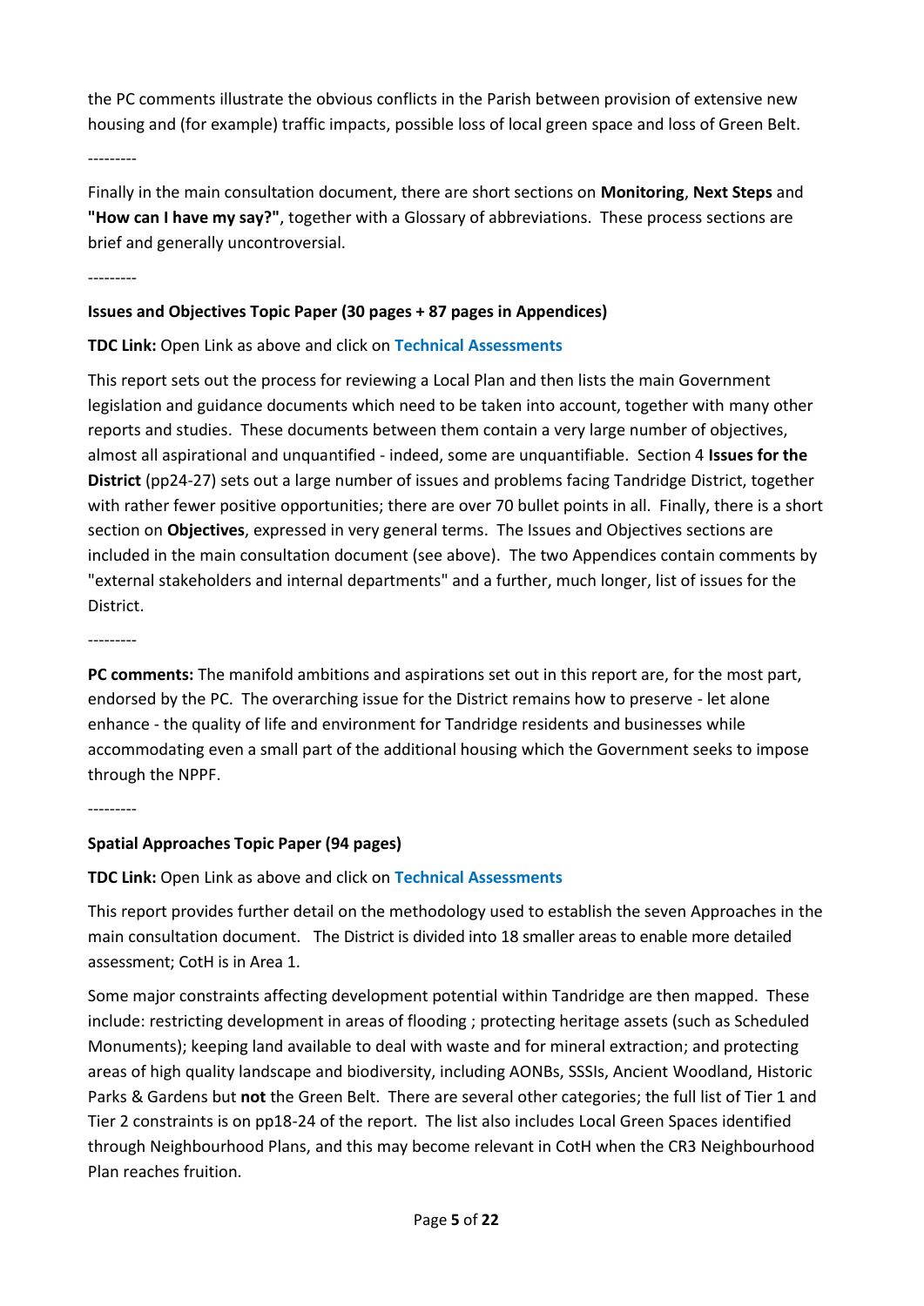the PC comments illustrate the obvious conflicts in the Parish between provision of extensive new housing and (for example) traffic impacts, possible loss of local green space and loss of Green Belt.

---------

Finally in the main consultation document, there are short sections on **Monitoring**, **Next Steps** and **"How can I have my say?"**, together with a Glossary of abbreviations. These process sections are brief and generally uncontroversial.

---------

**Issues and Objectives Topic Paper (30 pages + 87 pages in Appendices)**

**TDC Link:** Open Link as above and click on Technical Assessments

This report sets out the process for reviewing a Local Plan and then lists the main Government legislation and guidance documents which need to be taken into account, together with many other reports and studies. These documents between them contain a very large number of objectives, almost all aspirational and unquantified - indeed, some are unquantifiable. Section 4 **Issues for the District** (pp24-27) sets out a large number of issues and problems facing Tandridge District, together with rather fewer positive opportunities; there are over 70 bullet points in all. Finally, there is a short section on **Objectives**, expressed in very general terms. The Issues and Objectives sections are included in the main consultation document (see above). The two Appendices contain comments by "external stakeholders and internal departments" and a further, much longer, list of issues for the District.

---------

**PC comments:** The manifold ambitions and aspirations set out in this report are, for the most part, endorsed by the PC. The overarching issue for the District remains how to preserve - let alone enhance - the quality of life and environment for Tandridge residents and businesses while accommodating even a small part of the additional housing which the Government seeks to impose through the NPPF.

---------

**Spatial Approaches Topic Paper (94 pages)**

**TDC Link:** Open Link as above and click on Technical Assessments

This report provides further detail on the methodology used to establish the seven Approaches in the main consultation document. The District is divided into 18 smaller areas to enable more detailed assessment; CotH is in Area 1.

Some major constraints affecting development potential within Tandridge are then mapped. These include: restricting development in areas of flooding ; protecting heritage assets (such as Scheduled Monuments); keeping land available to deal with waste and for mineral extraction; and protecting areas of high quality landscape and biodiversity, including AONBs, SSSIs, Ancient Woodland, Historic Parks & Gardens but **not** the Green Belt. There are several other categories; the full list of Tier 1 and Tier 2 constraints is on pp18-24 of the report. The list also includes Local Green Spaces identified through Neighbourhood Plans, and this may become relevant in CotH when the CR3 Neighbourhood Plan reaches fruition.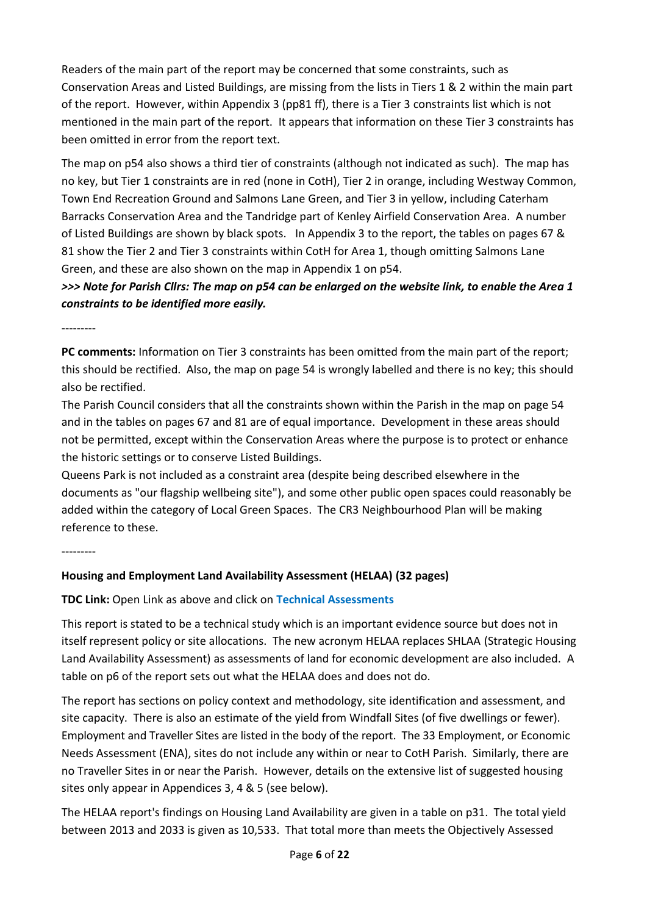Readers of the main part of the report may be concerned that some constraints, such as Conservation Areas and Listed Buildings, are missing from the lists in Tiers 1 & 2 within the main part of the report. However, within Appendix 3 (pp81 ff), there is a Tier 3 constraints list which is not mentioned in the main part of the report. It appears that information on these Tier 3 constraints has been omitted in error from the report text.

The map on p54 also shows a third tier of constraints (although not indicated as such). The map has no key, but Tier 1 constraints are in red (none in CotH), Tier 2 in orange, including Westway Common, Town End Recreation Ground and Salmons Lane Green, and Tier 3 in yellow, including Caterham Barracks Conservation Area and the Tandridge part of Kenley Airfield Conservation Area. A number of Listed Buildings are shown by black spots. In Appendix 3 to the report, the tables on pages 67 & 81 show the Tier 2 and Tier 3 constraints within CotH for Area 1, though omitting Salmons Lane Green, and these are also shown on the map in Appendix 1 on p54.

***>>> Note for Parish Cllrs: The map on p54 can be enlarged on the website link, to enable the Area 1 constraints to be identified more easily.***

---------

**PC comments:** Information on Tier 3 constraints has been omitted from the main part of the report; this should be rectified. Also, the map on page 54 is wrongly labelled and there is no key; this should also be rectified.

The Parish Council considers that all the constraints shown within the Parish in the map on page 54 and in the tables on pages 67 and 81 are of equal importance. Development in these areas should not be permitted, except within the Conservation Areas where the purpose is to protect or enhance the historic settings or to conserve Listed Buildings.

Queens Park is not included as a constraint area (despite being described elsewhere in the documents as "our flagship wellbeing site"), and some other public open spaces could reasonably be added within the category of Local Green Spaces. The CR3 Neighbourhood Plan will be making reference to these.

---------

**Housing and Employment Land Availability Assessment (HELAA) (32 pages)**

**TDC Link:** Open Link as above and click on **Technical Assessments**

This report is stated to be a technical study which is an important evidence source but does not in itself represent policy or site allocations. The new acronym HELAA replaces SHLAA (Strategic Housing Land Availability Assessment) as assessments of land for economic development are also included. A table on p6 of the report sets out what the HELAA does and does not do.

The report has sections on policy context and methodology, site identification and assessment, and site capacity. There is also an estimate of the yield from Windfall Sites (of five dwellings or fewer). Employment and Traveller Sites are listed in the body of the report. The 33 Employment, or Economic Needs Assessment (ENA), sites do not include any within or near to CotH Parish. Similarly, there are no Traveller Sites in or near the Parish. However, details on the extensive list of suggested housing sites only appear in Appendices 3, 4 & 5 (see below).

The HELAA report's findings on Housing Land Availability are given in a table on p31. The total yield between 2013 and 2033 is given as 10,533. That total more than meets the Objectively Assessed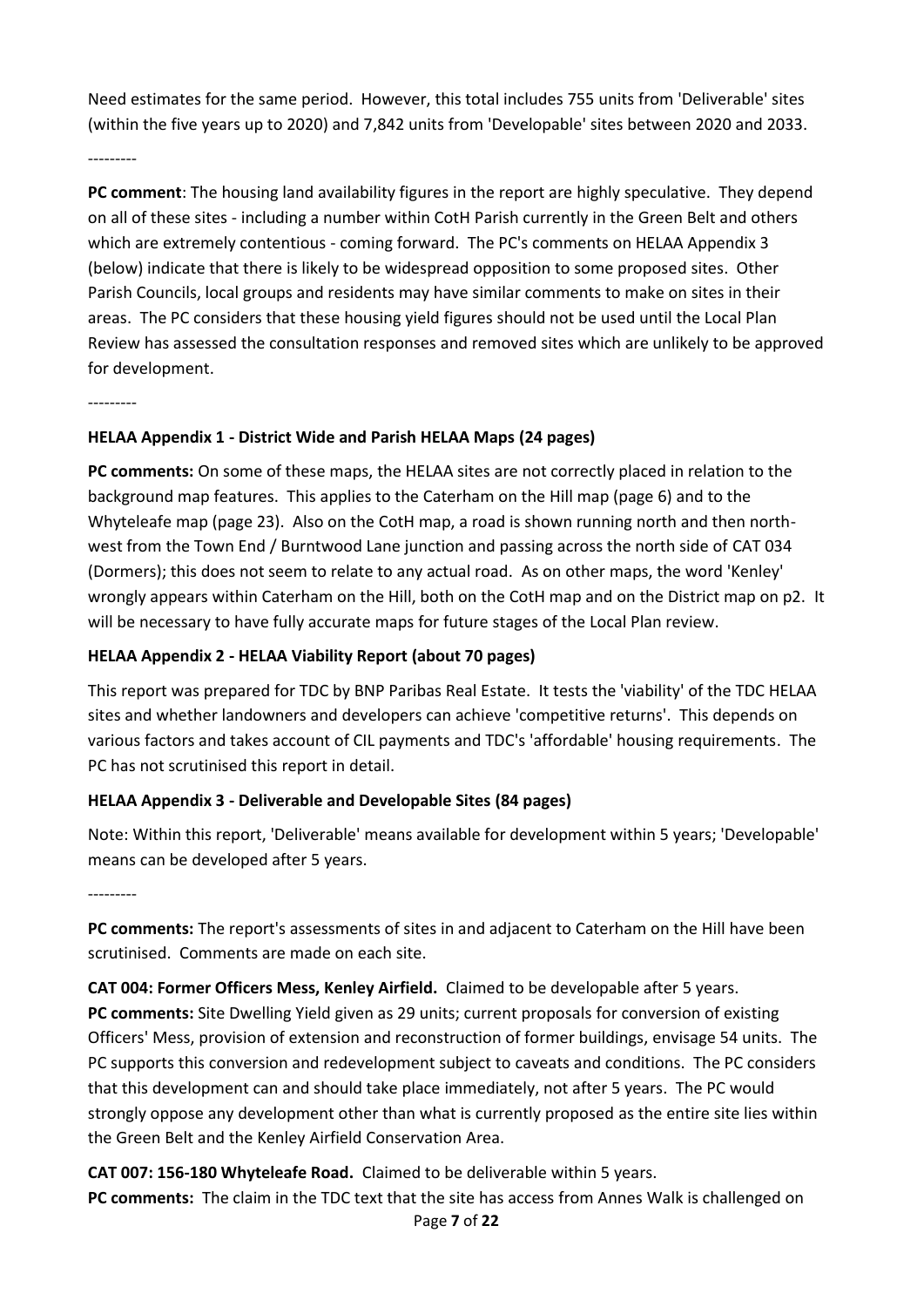Need estimates for the same period. However, this total includes 755 units from 'Deliverable' sites (within the five years up to 2020) and 7,842 units from 'Developable' sites between 2020 and 2033.

---------

**PC comment**: The housing land availability figures in the report are highly speculative. They depend on all of these sites - including a number within CotH Parish currently in the Green Belt and others which are extremely contentious - coming forward. The PC's comments on HELAA Appendix 3 (below) indicate that there is likely to be widespread opposition to some proposed sites. Other Parish Councils, local groups and residents may have similar comments to make on sites in their areas. The PC considers that these housing yield figures should not be used until the Local Plan Review has assessed the consultation responses and removed sites which are unlikely to be approved for development.

---------

**HELAA Appendix 1 - District Wide and Parish HELAA Maps (24 pages)**

**PC comments:** On some of these maps, the HELAA sites are not correctly placed in relation to the background map features. This applies to the Caterham on the Hill map (page 6) and to the Whyteleafe map (page 23). Also on the CotH map, a road is shown running north and then north-west from the Town End / Burntwood Lane junction and passing across the north side of CAT 034 (Dormers); this does not seem to relate to any actual road. As on other maps, the word 'Kenley' wrongly appears within Caterham on the Hill, both on the CotH map and on the District map on p2. It will be necessary to have fully accurate maps for future stages of the Local Plan review.

**HELAA Appendix 2 - HELAA Viability Report (about 70 pages)**

This report was prepared for TDC by BNP Paribas Real Estate. It tests the 'viability' of the TDC HELAA sites and whether landowners and developers can achieve 'competitive returns'. This depends on various factors and takes account of CIL payments and TDC's 'affordable' housing requirements. The PC has not scrutinised this report in detail.

**HELAA Appendix 3 - Deliverable and Developable Sites (84 pages)**

Note: Within this report, 'Deliverable' means available for development within 5 years; 'Developable' means can be developed after 5 years.

---------

**PC comments:** The report's assessments of sites in and adjacent to Caterham on the Hill have been scrutinised. Comments are made on each site.

**CAT 004: Former Officers Mess, Kenley Airfield.** Claimed to be developable after 5 years.
**PC comments:** Site Dwelling Yield given as 29 units; current proposals for conversion of existing Officers' Mess, provision of extension and reconstruction of former buildings, envisage 54 units. The PC supports this conversion and redevelopment subject to caveats and conditions. The PC considers that this development can and should take place immediately, not after 5 years. The PC would strongly oppose any development other than what is currently proposed as the entire site lies within the Green Belt and the Kenley Airfield Conservation Area.

**CAT 007: 156-180 Whyteleafe Road.** Claimed to be deliverable within 5 years.
**PC comments:** The claim in the TDC text that the site has access from Annes Walk is challenged on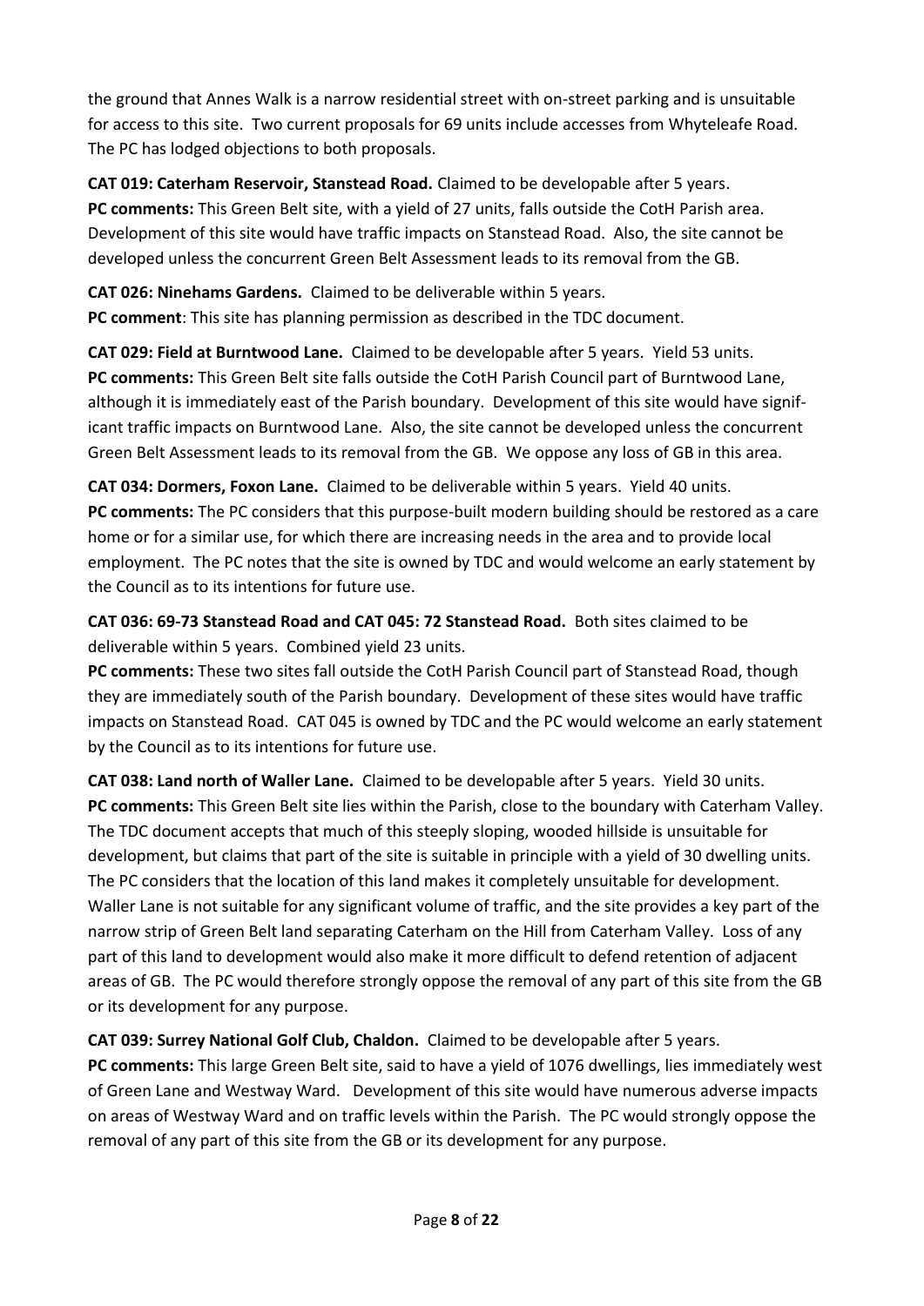the ground that Annes Walk is a narrow residential street with on-street parking and is unsuitable for access to this site. Two current proposals for 69 units include accesses from Whyteleafe Road. The PC has lodged objections to both proposals.

**CAT 019: Caterham Reservoir, Stanstead Road.** Claimed to be developable after 5 years.
**PC comments:** This Green Belt site, with a yield of 27 units, falls outside the CotH Parish area. Development of this site would have traffic impacts on Stanstead Road. Also, the site cannot be developed unless the concurrent Green Belt Assessment leads to its removal from the GB.

**CAT 026: Ninehams Gardens.** Claimed to be deliverable within 5 years.
**PC comment**: This site has planning permission as described in the TDC document.

**CAT 029: Field at Burntwood Lane.** Claimed to be developable after 5 years. Yield 53 units.
**PC comments:** This Green Belt site falls outside the CotH Parish Council part of Burntwood Lane, although it is immediately east of the Parish boundary. Development of this site would have significant traffic impacts on Burntwood Lane. Also, the site cannot be developed unless the concurrent Green Belt Assessment leads to its removal from the GB. We oppose any loss of GB in this area.

**CAT 034: Dormers, Foxon Lane.** Claimed to be deliverable within 5 years. Yield 40 units.
**PC comments:** The PC considers that this purpose-built modern building should be restored as a care home or for a similar use, for which there are increasing needs in the area and to provide local employment. The PC notes that the site is owned by TDC and would welcome an early statement by the Council as to its intentions for future use.

**CAT 036: 69-73 Stanstead Road and CAT 045: 72 Stanstead Road.** Both sites claimed to be deliverable within 5 years. Combined yield 23 units.
**PC comments:** These two sites fall outside the CotH Parish Council part of Stanstead Road, though they are immediately south of the Parish boundary. Development of these sites would have traffic impacts on Stanstead Road. CAT 045 is owned by TDC and the PC would welcome an early statement by the Council as to its intentions for future use.

**CAT 038: Land north of Waller Lane.** Claimed to be developable after 5 years. Yield 30 units.
**PC comments:** This Green Belt site lies within the Parish, close to the boundary with Caterham Valley. The TDC document accepts that much of this steeply sloping, wooded hillside is unsuitable for development, but claims that part of the site is suitable in principle with a yield of 30 dwelling units. The PC considers that the location of this land makes it completely unsuitable for development. Waller Lane is not suitable for any significant volume of traffic, and the site provides a key part of the narrow strip of Green Belt land separating Caterham on the Hill from Caterham Valley. Loss of any part of this land to development would also make it more difficult to defend retention of adjacent areas of GB. The PC would therefore strongly oppose the removal of any part of this site from the GB or its development for any purpose.

**CAT 039: Surrey National Golf Club, Chaldon.** Claimed to be developable after 5 years.
**PC comments:** This large Green Belt site, said to have a yield of 1076 dwellings, lies immediately west of Green Lane and Westway Ward. Development of this site would have numerous adverse impacts on areas of Westway Ward and on traffic levels within the Parish. The PC would strongly oppose the removal of any part of this site from the GB or its development for any purpose.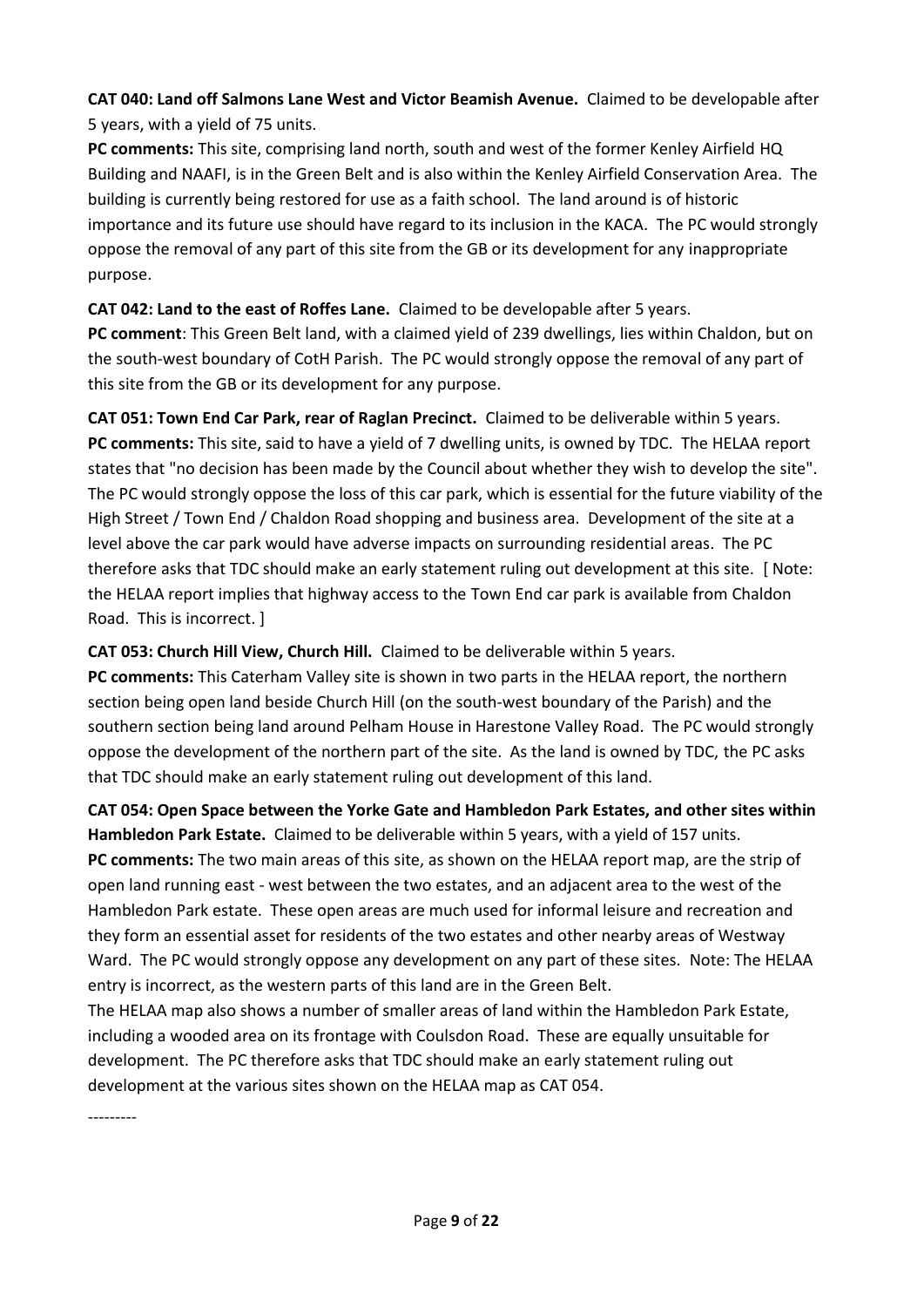**CAT 040: Land off Salmons Lane West and Victor Beamish Avenue.** Claimed to be developable after 5 years, with a yield of 75 units.

**PC comments:** This site, comprising land north, south and west of the former Kenley Airfield HQ Building and NAAFI, is in the Green Belt and is also within the Kenley Airfield Conservation Area. The building is currently being restored for use as a faith school. The land around is of historic importance and its future use should have regard to its inclusion in the KACA. The PC would strongly oppose the removal of any part of this site from the GB or its development for any inappropriate purpose.

**CAT 042: Land to the east of Roffes Lane.** Claimed to be developable after 5 years.

**PC comment**: This Green Belt land, with a claimed yield of 239 dwellings, lies within Chaldon, but on the south-west boundary of CotH Parish. The PC would strongly oppose the removal of any part of this site from the GB or its development for any purpose.

**CAT 051: Town End Car Park, rear of Raglan Precinct.** Claimed to be deliverable within 5 years.

**PC comments:** This site, said to have a yield of 7 dwelling units, is owned by TDC. The HELAA report states that "no decision has been made by the Council about whether they wish to develop the site". The PC would strongly oppose the loss of this car park, which is essential for the future viability of the High Street / Town End / Chaldon Road shopping and business area. Development of the site at a level above the car park would have adverse impacts on surrounding residential areas. The PC therefore asks that TDC should make an early statement ruling out development at this site. [ Note: the HELAA report implies that highway access to the Town End car park is available from Chaldon Road. This is incorrect. ]

**CAT 053: Church Hill View, Church Hill.** Claimed to be deliverable within 5 years.

**PC comments:** This Caterham Valley site is shown in two parts in the HELAA report, the northern section being open land beside Church Hill (on the south-west boundary of the Parish) and the southern section being land around Pelham House in Harestone Valley Road. The PC would strongly oppose the development of the northern part of the site. As the land is owned by TDC, the PC asks that TDC should make an early statement ruling out development of this land.

**CAT 054: Open Space between the Yorke Gate and Hambledon Park Estates, and other sites within Hambledon Park Estate.** Claimed to be deliverable within 5 years, with a yield of 157 units.

**PC comments:** The two main areas of this site, as shown on the HELAA report map, are the strip of open land running east - west between the two estates, and an adjacent area to the west of the Hambledon Park estate. These open areas are much used for informal leisure and recreation and they form an essential asset for residents of the two estates and other nearby areas of Westway Ward. The PC would strongly oppose any development on any part of these sites. Note: The HELAA entry is incorrect, as the western parts of this land are in the Green Belt.

The HELAA map also shows a number of smaller areas of land within the Hambledon Park Estate, including a wooded area on its frontage with Coulsdon Road. These are equally unsuitable for development. The PC therefore asks that TDC should make an early statement ruling out development at the various sites shown on the HELAA map as CAT 054.

---------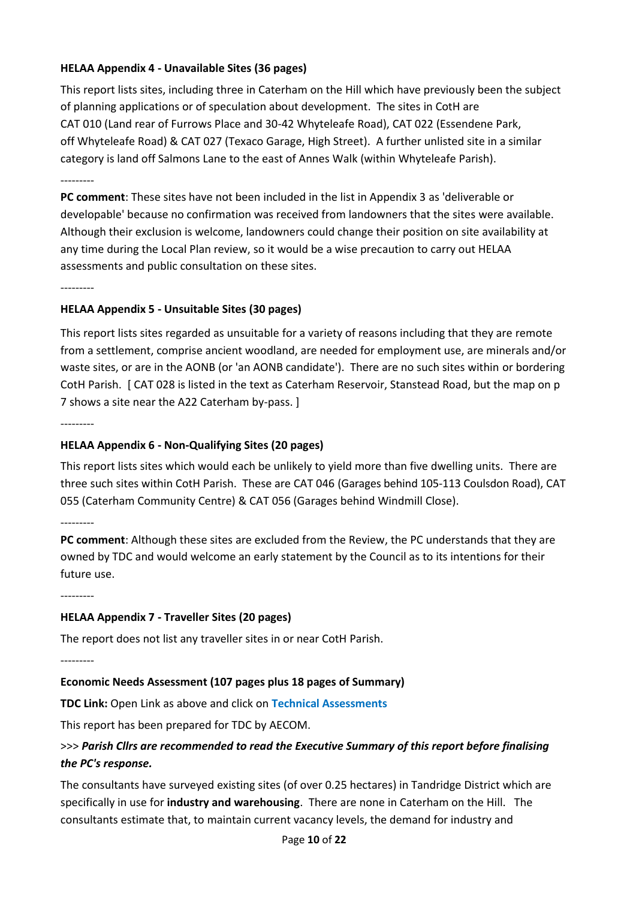**HELAA Appendix 4 - Unavailable Sites (36 pages)**

This report lists sites, including three in Caterham on the Hill which have previously been the subject of planning applications or of speculation about development. The sites in CotH are CAT 010 (Land rear of Furrows Place and 30-42 Whyteleafe Road), CAT 022 (Essendene Park, off Whyteleafe Road) & CAT 027 (Texaco Garage, High Street). A further unlisted site in a similar category is land off Salmons Lane to the east of Annes Walk (within Whyteleafe Parish).

---------

**PC comment**: These sites have not been included in the list in Appendix 3 as 'deliverable or developable' because no confirmation was received from landowners that the sites were available. Although their exclusion is welcome, landowners could change their position on site availability at any time during the Local Plan review, so it would be a wise precaution to carry out HELAA assessments and public consultation on these sites.

---------

**HELAA Appendix 5 - Unsuitable Sites (30 pages)**

This report lists sites regarded as unsuitable for a variety of reasons including that they are remote from a settlement, comprise ancient woodland, are needed for employment use, are minerals and/or waste sites, or are in the AONB (or 'an AONB candidate'). There are no such sites within or bordering CotH Parish. [ CAT 028 is listed in the text as Caterham Reservoir, Stanstead Road, but the map on p 7 shows a site near the A22 Caterham by-pass. ]

---------

**HELAA Appendix 6 - Non-Qualifying Sites (20 pages)**

This report lists sites which would each be unlikely to yield more than five dwelling units. There are three such sites within CotH Parish. These are CAT 046 (Garages behind 105-113 Coulsdon Road), CAT 055 (Caterham Community Centre) & CAT 056 (Garages behind Windmill Close).

---------

**PC comment**: Although these sites are excluded from the Review, the PC understands that they are owned by TDC and would welcome an early statement by the Council as to its intentions for their future use.

---------

**HELAA Appendix 7 - Traveller Sites (20 pages)**

The report does not list any traveller sites in or near CotH Parish.

---------

**Economic Needs Assessment (107 pages plus 18 pages of Summary)**

**TDC Link:** Open Link as above and click on **Technical Assessments**

This report has been prepared for TDC by AECOM.

>>> ***Parish Cllrs are recommended to read the Executive Summary of this report before finalising the PC's response.***

The consultants have surveyed existing sites (of over 0.25 hectares) in Tandridge District which are specifically in use for **industry and warehousing**. There are none in Caterham on the Hill. The consultants estimate that, to maintain current vacancy levels, the demand for industry and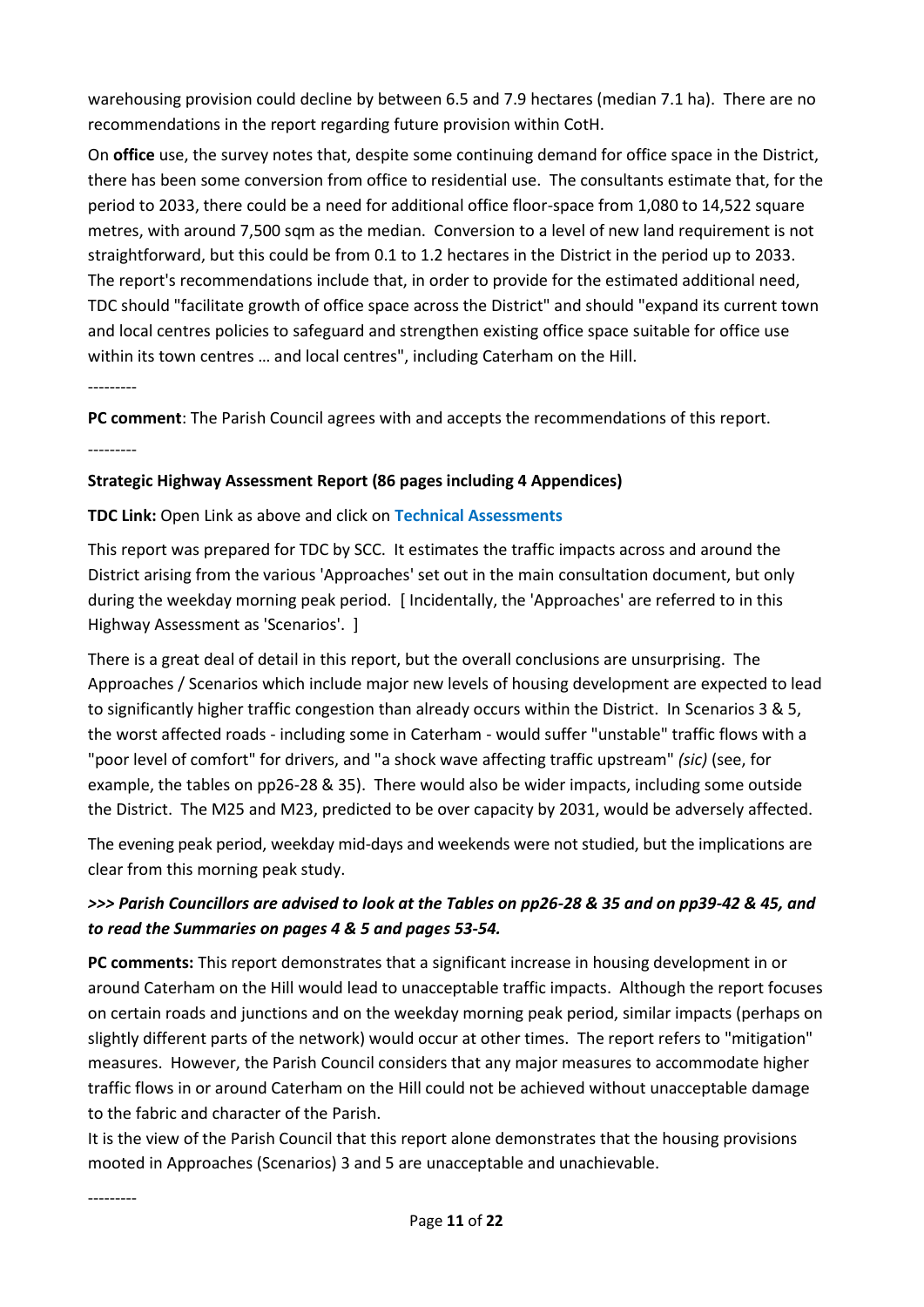warehousing provision could decline by between 6.5 and 7.9 hectares (median 7.1 ha). There are no recommendations in the report regarding future provision within CotH.

On **office** use, the survey notes that, despite some continuing demand for office space in the District, there has been some conversion from office to residential use. The consultants estimate that, for the period to 2033, there could be a need for additional office floor-space from 1,080 to 14,522 square metres, with around 7,500 sqm as the median. Conversion to a level of new land requirement is not straightforward, but this could be from 0.1 to 1.2 hectares in the District in the period up to 2033. The report's recommendations include that, in order to provide for the estimated additional need, TDC should "facilitate growth of office space across the District" and should "expand its current town and local centres policies to safeguard and strengthen existing office space suitable for office use within its town centres … and local centres", including Caterham on the Hill.

---------

**PC comment**: The Parish Council agrees with and accepts the recommendations of this report.

---------

**Strategic Highway Assessment Report (86 pages including 4 Appendices)**

**TDC Link:** Open Link as above and click on **Technical Assessments**

This report was prepared for TDC by SCC. It estimates the traffic impacts across and around the District arising from the various 'Approaches' set out in the main consultation document, but only during the weekday morning peak period. [ Incidentally, the 'Approaches' are referred to in this Highway Assessment as 'Scenarios'. ]

There is a great deal of detail in this report, but the overall conclusions are unsurprising. The Approaches / Scenarios which include major new levels of housing development are expected to lead to significantly higher traffic congestion than already occurs within the District. In Scenarios 3 & 5, the worst affected roads - including some in Caterham - would suffer "unstable" traffic flows with a "poor level of comfort" for drivers, and "a shock wave affecting traffic upstream" *(sic)* (see, for example, the tables on pp26-28 & 35). There would also be wider impacts, including some outside the District. The M25 and M23, predicted to be over capacity by 2031, would be adversely affected.

The evening peak period, weekday mid-days and weekends were not studied, but the implications are clear from this morning peak study.

***>>> Parish Councillors are advised to look at the Tables on pp26-28 & 35 and on pp39-42 & 45, and to read the Summaries on pages 4 & 5 and pages 53-54.***

**PC comments:** This report demonstrates that a significant increase in housing development in or around Caterham on the Hill would lead to unacceptable traffic impacts. Although the report focuses on certain roads and junctions and on the weekday morning peak period, similar impacts (perhaps on slightly different parts of the network) would occur at other times. The report refers to "mitigation" measures. However, the Parish Council considers that any major measures to accommodate higher traffic flows in or around Caterham on the Hill could not be achieved without unacceptable damage to the fabric and character of the Parish.

It is the view of the Parish Council that this report alone demonstrates that the housing provisions mooted in Approaches (Scenarios) 3 and 5 are unacceptable and unachievable.

---------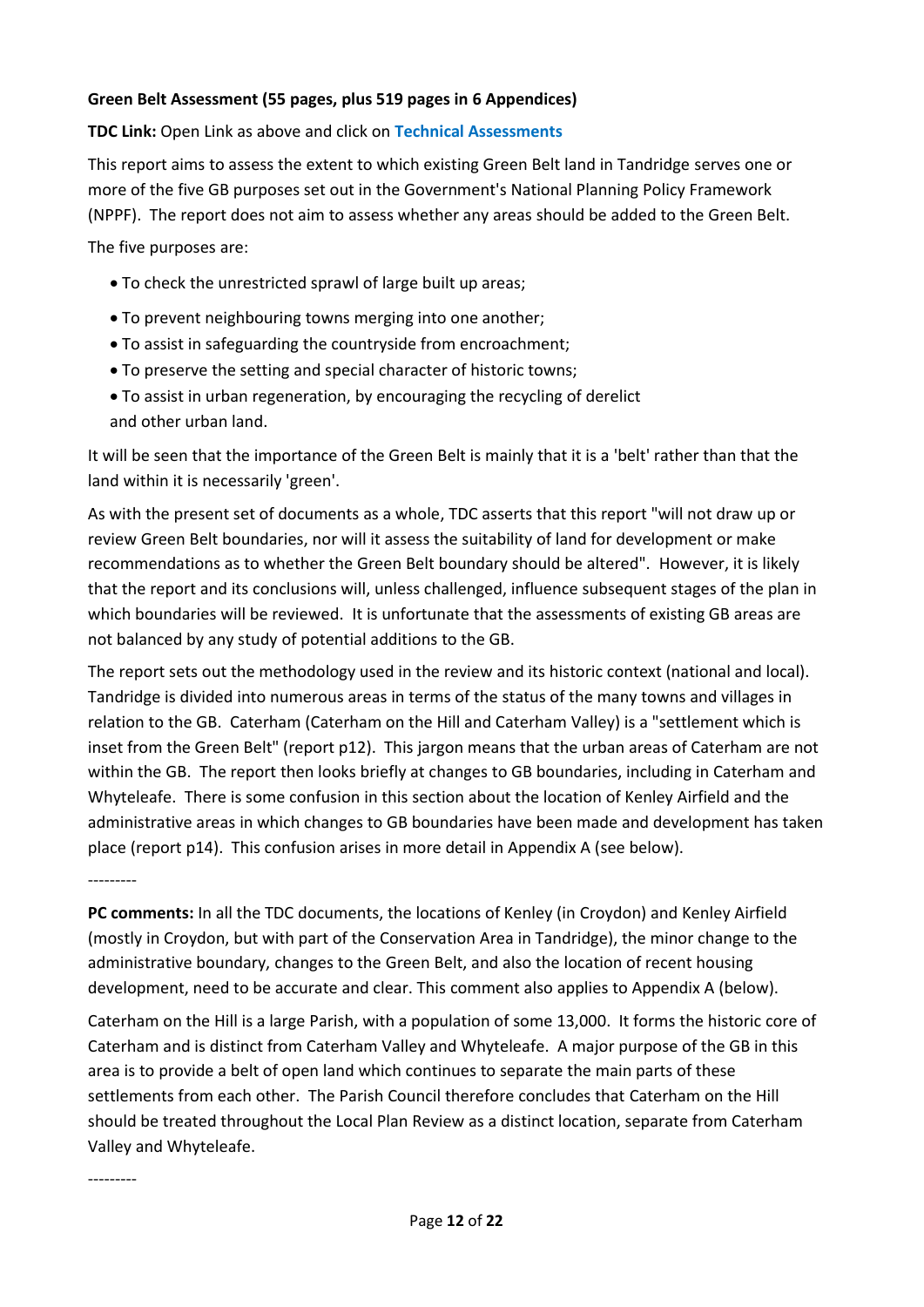**Green Belt Assessment (55 pages, plus 519 pages in 6 Appendices)**

**TDC Link:** Open Link as above and click on **Technical Assessments**

This report aims to assess the extent to which existing Green Belt land in Tandridge serves one or more of the five GB purposes set out in the Government's National Planning Policy Framework (NPPF). The report does not aim to assess whether any areas should be added to the Green Belt.

The five purposes are:

- To check the unrestricted sprawl of large built up areas;
- To prevent neighbouring towns merging into one another;
- To assist in safeguarding the countryside from encroachment;
- To preserve the setting and special character of historic towns;
- To assist in urban regeneration, by encouraging the recycling of derelict and other urban land.

It will be seen that the importance of the Green Belt is mainly that it is a 'belt' rather than that the land within it is necessarily 'green'.

As with the present set of documents as a whole, TDC asserts that this report "will not draw up or review Green Belt boundaries, nor will it assess the suitability of land for development or make recommendations as to whether the Green Belt boundary should be altered". However, it is likely that the report and its conclusions will, unless challenged, influence subsequent stages of the plan in which boundaries will be reviewed. It is unfortunate that the assessments of existing GB areas are not balanced by any study of potential additions to the GB.

The report sets out the methodology used in the review and its historic context (national and local). Tandridge is divided into numerous areas in terms of the status of the many towns and villages in relation to the GB. Caterham (Caterham on the Hill and Caterham Valley) is a "settlement which is inset from the Green Belt" (report p12). This jargon means that the urban areas of Caterham are not within the GB. The report then looks briefly at changes to GB boundaries, including in Caterham and Whyteleafe. There is some confusion in this section about the location of Kenley Airfield and the administrative areas in which changes to GB boundaries have been made and development has taken place (report p14). This confusion arises in more detail in Appendix A (see below).

---------

**PC comments:** In all the TDC documents, the locations of Kenley (in Croydon) and Kenley Airfield (mostly in Croydon, but with part of the Conservation Area in Tandridge), the minor change to the administrative boundary, changes to the Green Belt, and also the location of recent housing development, need to be accurate and clear. This comment also applies to Appendix A (below).

Caterham on the Hill is a large Parish, with a population of some 13,000. It forms the historic core of Caterham and is distinct from Caterham Valley and Whyteleafe. A major purpose of the GB in this area is to provide a belt of open land which continues to separate the main parts of these settlements from each other. The Parish Council therefore concludes that Caterham on the Hill should be treated throughout the Local Plan Review as a distinct location, separate from Caterham Valley and Whyteleafe.

---------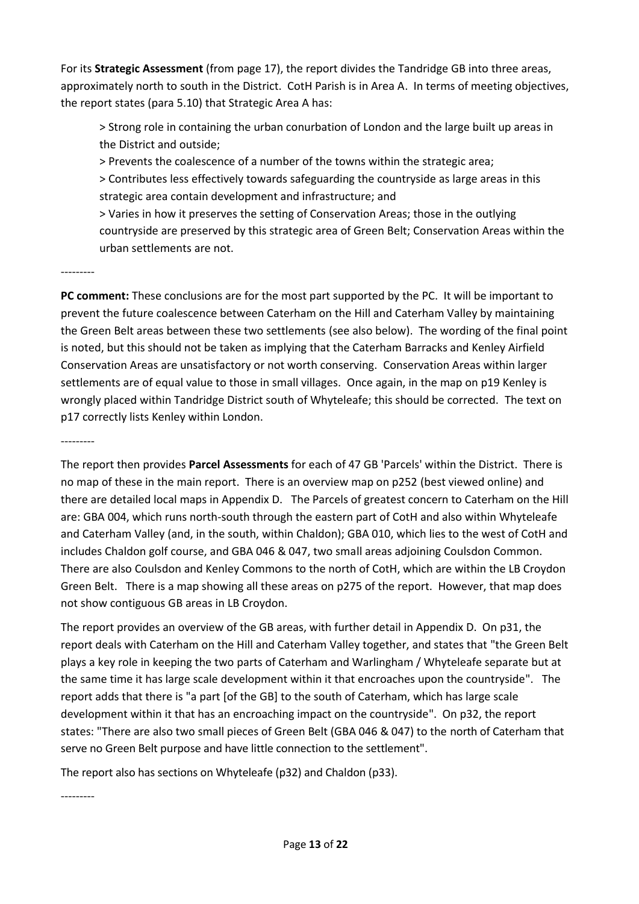For its **Strategic Assessment** (from page 17), the report divides the Tandridge GB into three areas, approximately north to south in the District. CotH Parish is in Area A. In terms of meeting objectives, the report states (para 5.10) that Strategic Area A has:

> Strong role in containing the urban conurbation of London and the large built up areas in the District and outside;
>
> Prevents the coalescence of a number of the towns within the strategic area;
>
> Contributes less effectively towards safeguarding the countryside as large areas in this strategic area contain development and infrastructure; and
>
> Varies in how it preserves the setting of Conservation Areas; those in the outlying countryside are preserved by this strategic area of Green Belt; Conservation Areas within the urban settlements are not.

---------

**PC comment:** These conclusions are for the most part supported by the PC. It will be important to prevent the future coalescence between Caterham on the Hill and Caterham Valley by maintaining the Green Belt areas between these two settlements (see also below). The wording of the final point is noted, but this should not be taken as implying that the Caterham Barracks and Kenley Airfield Conservation Areas are unsatisfactory or not worth conserving. Conservation Areas within larger settlements are of equal value to those in small villages. Once again, in the map on p19 Kenley is wrongly placed within Tandridge District south of Whyteleafe; this should be corrected. The text on p17 correctly lists Kenley within London.

---------

The report then provides **Parcel Assessments** for each of 47 GB 'Parcels' within the District. There is no map of these in the main report. There is an overview map on p252 (best viewed online) and there are detailed local maps in Appendix D. The Parcels of greatest concern to Caterham on the Hill are: GBA 004, which runs north-south through the eastern part of CotH and also within Whyteleafe and Caterham Valley (and, in the south, within Chaldon); GBA 010, which lies to the west of CotH and includes Chaldon golf course, and GBA 046 & 047, two small areas adjoining Coulsdon Common. There are also Coulsdon and Kenley Commons to the north of CotH, which are within the LB Croydon Green Belt. There is a map showing all these areas on p275 of the report. However, that map does not show contiguous GB areas in LB Croydon.

The report provides an overview of the GB areas, with further detail in Appendix D. On p31, the report deals with Caterham on the Hill and Caterham Valley together, and states that "the Green Belt plays a key role in keeping the two parts of Caterham and Warlingham / Whyteleafe separate but at the same time it has large scale development within it that encroaches upon the countryside". The report adds that there is "a part [of the GB] to the south of Caterham, which has large scale development within it that has an encroaching impact on the countryside". On p32, the report states: "There are also two small pieces of Green Belt (GBA 046 & 047) to the north of Caterham that serve no Green Belt purpose and have little connection to the settlement".

The report also has sections on Whyteleafe (p32) and Chaldon (p33).

---------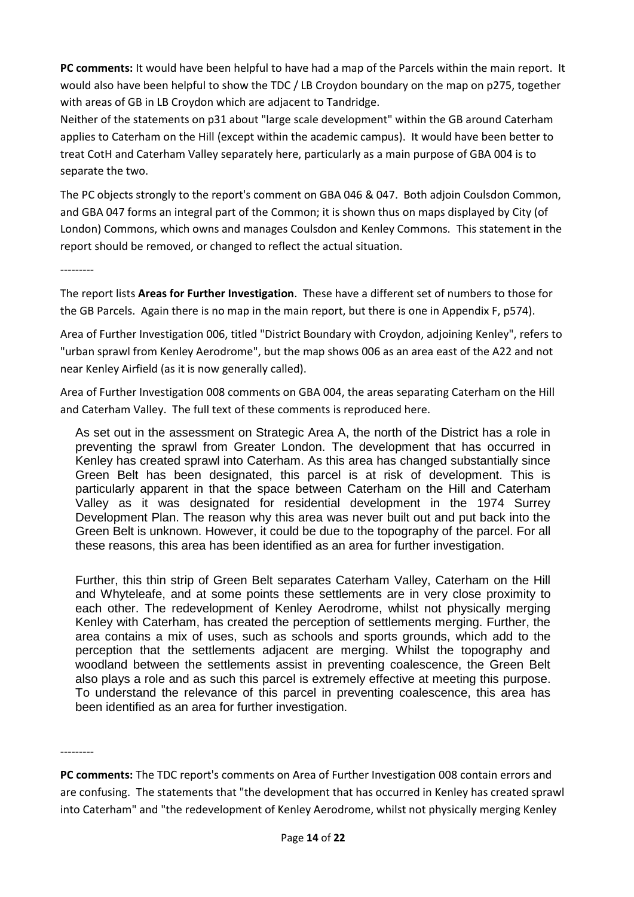**PC comments:** It would have been helpful to have had a map of the Parcels within the main report. It would also have been helpful to show the TDC / LB Croydon boundary on the map on p275, together with areas of GB in LB Croydon which are adjacent to Tandridge.

Neither of the statements on p31 about "large scale development" within the GB around Caterham applies to Caterham on the Hill (except within the academic campus). It would have been better to treat CotH and Caterham Valley separately here, particularly as a main purpose of GBA 004 is to separate the two.

The PC objects strongly to the report's comment on GBA 046 & 047. Both adjoin Coulsdon Common, and GBA 047 forms an integral part of the Common; it is shown thus on maps displayed by City (of London) Commons, which owns and manages Coulsdon and Kenley Commons. This statement in the report should be removed, or changed to reflect the actual situation.

---------

The report lists **Areas for Further Investigation**. These have a different set of numbers to those for the GB Parcels. Again there is no map in the main report, but there is one in Appendix F, p574).

Area of Further Investigation 006, titled "District Boundary with Croydon, adjoining Kenley", refers to "urban sprawl from Kenley Aerodrome", but the map shows 006 as an area east of the A22 and not near Kenley Airfield (as it is now generally called).

Area of Further Investigation 008 comments on GBA 004, the areas separating Caterham on the Hill and Caterham Valley. The full text of these comments is reproduced here.

> As set out in the assessment on Strategic Area A, the north of the District has a role in preventing the sprawl from Greater London. The development that has occurred in Kenley has created sprawl into Caterham. As this area has changed substantially since Green Belt has been designated, this parcel is at risk of development. This is particularly apparent in that the space between Caterham on the Hill and Caterham Valley as it was designated for residential development in the 1974 Surrey Development Plan. The reason why this area was never built out and put back into the Green Belt is unknown. However, it could be due to the topography of the parcel. For all these reasons, this area has been identified as an area for further investigation.
>
> Further, this thin strip of Green Belt separates Caterham Valley, Caterham on the Hill and Whyteleafe, and at some points these settlements are in very close proximity to each other. The redevelopment of Kenley Aerodrome, whilst not physically merging Kenley with Caterham, has created the perception of settlements merging. Further, the area contains a mix of uses, such as schools and sports grounds, which add to the perception that the settlements adjacent are merging. Whilst the topography and woodland between the settlements assist in preventing coalescence, the Green Belt also plays a role and as such this parcel is extremely effective at meeting this purpose. To understand the relevance of this parcel in preventing coalescence, this area has been identified as an area for further investigation.

---------

**PC comments:** The TDC report's comments on Area of Further Investigation 008 contain errors and are confusing. The statements that "the development that has occurred in Kenley has created sprawl into Caterham" and "the redevelopment of Kenley Aerodrome, whilst not physically merging Kenley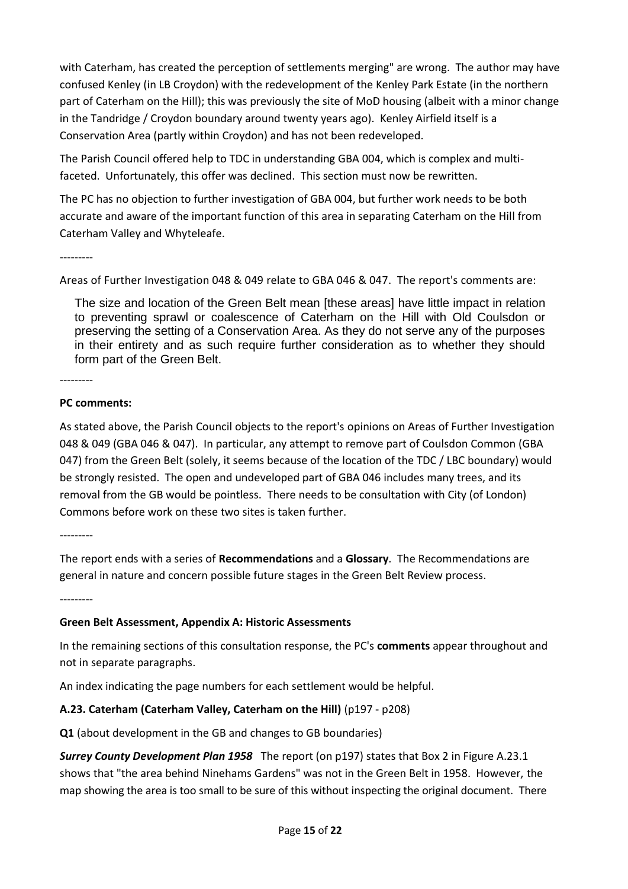with Caterham, has created the perception of settlements merging" are wrong. The author may have confused Kenley (in LB Croydon) with the redevelopment of the Kenley Park Estate (in the northern part of Caterham on the Hill); this was previously the site of MoD housing (albeit with a minor change in the Tandridge / Croydon boundary around twenty years ago). Kenley Airfield itself is a Conservation Area (partly within Croydon) and has not been redeveloped.

The Parish Council offered help to TDC in understanding GBA 004, which is complex and multi-faceted. Unfortunately, this offer was declined. This section must now be rewritten.

The PC has no objection to further investigation of GBA 004, but further work needs to be both accurate and aware of the important function of this area in separating Caterham on the Hill from Caterham Valley and Whyteleafe.

---------

Areas of Further Investigation 048 & 049 relate to GBA 046 & 047. The report's comments are:

> The size and location of the Green Belt mean [these areas] have little impact in relation to preventing sprawl or coalescence of Caterham on the Hill with Old Coulsdon or preserving the setting of a Conservation Area. As they do not serve any of the purposes in their entirety and as such require further consideration as to whether they should form part of the Green Belt.

---------

**PC comments:**

As stated above, the Parish Council objects to the report's opinions on Areas of Further Investigation 048 & 049 (GBA 046 & 047). In particular, any attempt to remove part of Coulsdon Common (GBA 047) from the Green Belt (solely, it seems because of the location of the TDC / LBC boundary) would be strongly resisted. The open and undeveloped part of GBA 046 includes many trees, and its removal from the GB would be pointless. There needs to be consultation with City (of London) Commons before work on these two sites is taken further.

---------

The report ends with a series of **Recommendations** and a **Glossary**. The Recommendations are general in nature and concern possible future stages in the Green Belt Review process.

---------

**Green Belt Assessment, Appendix A: Historic Assessments**

In the remaining sections of this consultation response, the PC's **comments** appear throughout and not in separate paragraphs.

An index indicating the page numbers for each settlement would be helpful.

**A.23. Caterham (Caterham Valley, Caterham on the Hill)** (p197 - p208)

**Q1** (about development in the GB and changes to GB boundaries)

***Surrey County Development Plan 1958*** The report (on p197) states that Box 2 in Figure A.23.1 shows that "the area behind Ninehams Gardens" was not in the Green Belt in 1958. However, the map showing the area is too small to be sure of this without inspecting the original document. There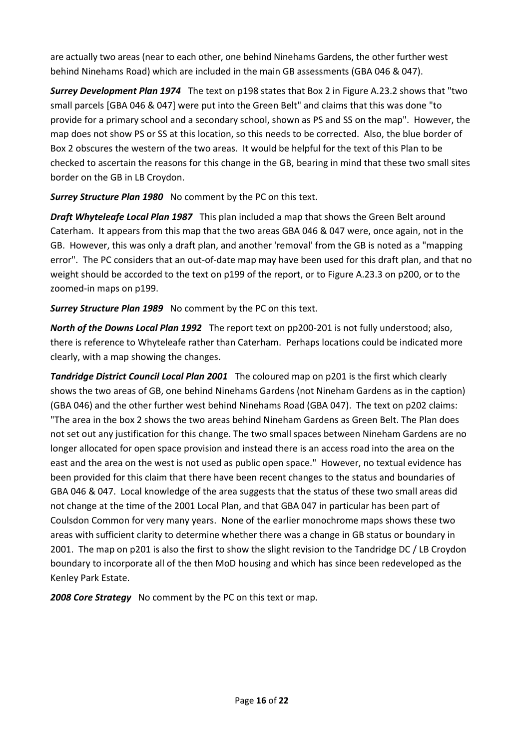are actually two areas (near to each other, one behind Ninehams Gardens, the other further west behind Ninehams Road) which are included in the main GB assessments (GBA 046 & 047).

***Surrey Development Plan 1974*** The text on p198 states that Box 2 in Figure A.23.2 shows that "two small parcels [GBA 046 & 047] were put into the Green Belt" and claims that this was done "to provide for a primary school and a secondary school, shown as PS and SS on the map". However, the map does not show PS or SS at this location, so this needs to be corrected. Also, the blue border of Box 2 obscures the western of the two areas. It would be helpful for the text of this Plan to be checked to ascertain the reasons for this change in the GB, bearing in mind that these two small sites border on the GB in LB Croydon.

***Surrey Structure Plan 1980*** No comment by the PC on this text.

***Draft Whyteleafe Local Plan 1987*** This plan included a map that shows the Green Belt around Caterham. It appears from this map that the two areas GBA 046 & 047 were, once again, not in the GB. However, this was only a draft plan, and another 'removal' from the GB is noted as a "mapping error". The PC considers that an out-of-date map may have been used for this draft plan, and that no weight should be accorded to the text on p199 of the report, or to Figure A.23.3 on p200, or to the zoomed-in maps on p199.

***Surrey Structure Plan 1989*** No comment by the PC on this text.

***North of the Downs Local Plan 1992*** The report text on pp200-201 is not fully understood; also, there is reference to Whyteleafe rather than Caterham. Perhaps locations could be indicated more clearly, with a map showing the changes.

***Tandridge District Council Local Plan 2001*** The coloured map on p201 is the first which clearly shows the two areas of GB, one behind Ninehams Gardens (not Nineham Gardens as in the caption) (GBA 046) and the other further west behind Ninehams Road (GBA 047). The text on p202 claims: "The area in the box 2 shows the two areas behind Nineham Gardens as Green Belt. The Plan does not set out any justification for this change. The two small spaces between Nineham Gardens are no longer allocated for open space provision and instead there is an access road into the area on the east and the area on the west is not used as public open space." However, no textual evidence has been provided for this claim that there have been recent changes to the status and boundaries of GBA 046 & 047. Local knowledge of the area suggests that the status of these two small areas did not change at the time of the 2001 Local Plan, and that GBA 047 in particular has been part of Coulsdon Common for very many years. None of the earlier monochrome maps shows these two areas with sufficient clarity to determine whether there was a change in GB status or boundary in 2001. The map on p201 is also the first to show the slight revision to the Tandridge DC / LB Croydon boundary to incorporate all of the then MoD housing and which has since been redeveloped as the Kenley Park Estate.

***2008 Core Strategy*** No comment by the PC on this text or map.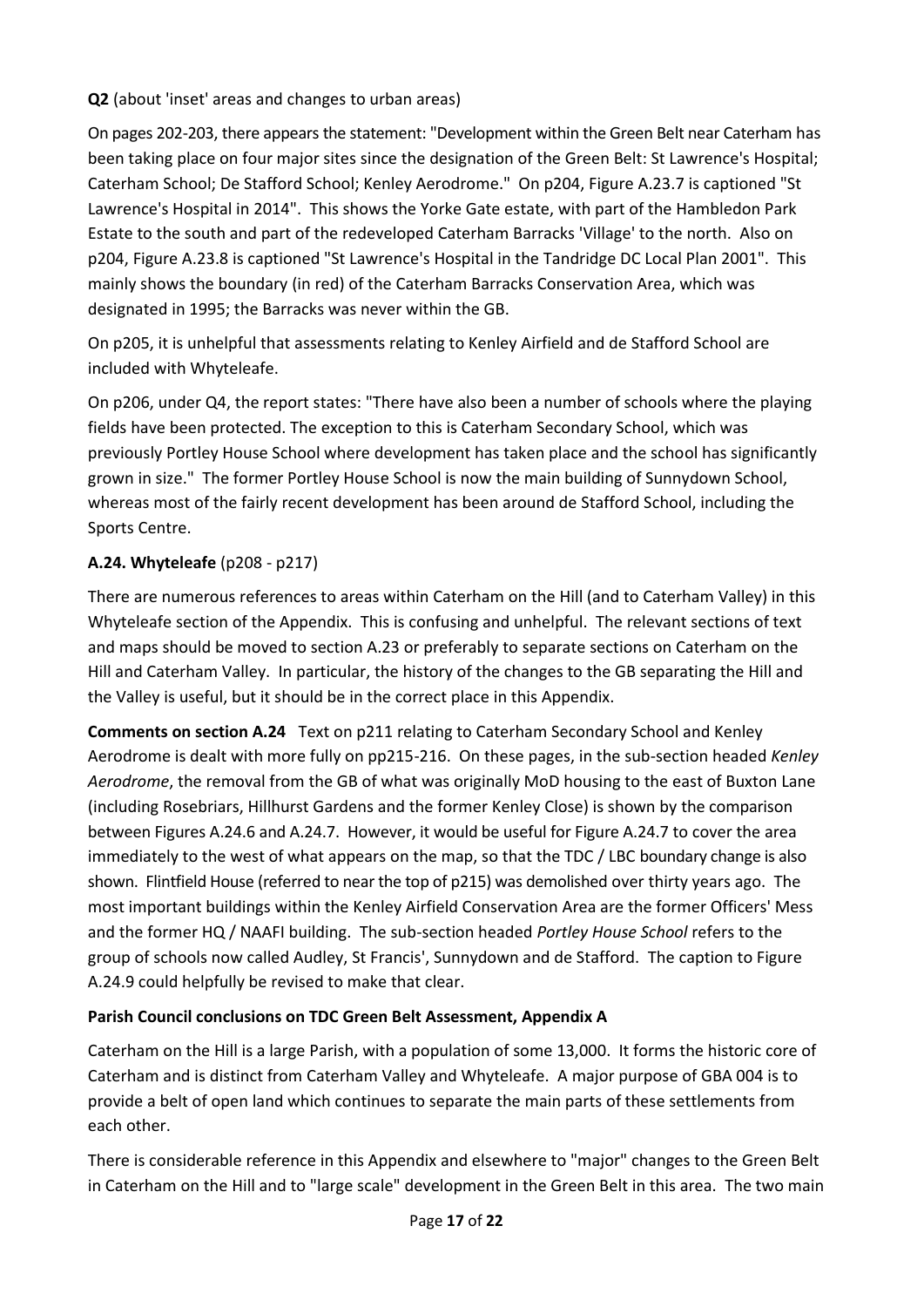**Q2** (about 'inset' areas and changes to urban areas)

On pages 202-203, there appears the statement: "Development within the Green Belt near Caterham has been taking place on four major sites since the designation of the Green Belt: St Lawrence's Hospital; Caterham School; De Stafford School; Kenley Aerodrome." On p204, Figure A.23.7 is captioned "St Lawrence's Hospital in 2014". This shows the Yorke Gate estate, with part of the Hambledon Park Estate to the south and part of the redeveloped Caterham Barracks 'Village' to the north. Also on p204, Figure A.23.8 is captioned "St Lawrence's Hospital in the Tandridge DC Local Plan 2001". This mainly shows the boundary (in red) of the Caterham Barracks Conservation Area, which was designated in 1995; the Barracks was never within the GB.

On p205, it is unhelpful that assessments relating to Kenley Airfield and de Stafford School are included with Whyteleafe.

On p206, under Q4, the report states: "There have also been a number of schools where the playing fields have been protected. The exception to this is Caterham Secondary School, which was previously Portley House School where development has taken place and the school has significantly grown in size." The former Portley House School is now the main building of Sunnydown School, whereas most of the fairly recent development has been around de Stafford School, including the Sports Centre.

**A.24. Whyteleafe** (p208 - p217)

There are numerous references to areas within Caterham on the Hill (and to Caterham Valley) in this Whyteleafe section of the Appendix. This is confusing and unhelpful. The relevant sections of text and maps should be moved to section A.23 or preferably to separate sections on Caterham on the Hill and Caterham Valley. In particular, the history of the changes to the GB separating the Hill and the Valley is useful, but it should be in the correct place in this Appendix.

**Comments on section A.24** Text on p211 relating to Caterham Secondary School and Kenley Aerodrome is dealt with more fully on pp215-216. On these pages, in the sub-section headed *Kenley Aerodrome*, the removal from the GB of what was originally MoD housing to the east of Buxton Lane (including Rosebriars, Hillhurst Gardens and the former Kenley Close) is shown by the comparison between Figures A.24.6 and A.24.7. However, it would be useful for Figure A.24.7 to cover the area immediately to the west of what appears on the map, so that the TDC / LBC boundary change is also shown. Flintfield House (referred to near the top of p215) was demolished over thirty years ago. The most important buildings within the Kenley Airfield Conservation Area are the former Officers' Mess and the former HQ / NAAFI building. The sub-section headed *Portley House School* refers to the group of schools now called Audley, St Francis', Sunnydown and de Stafford. The caption to Figure A.24.9 could helpfully be revised to make that clear.

**Parish Council conclusions on TDC Green Belt Assessment, Appendix A**

Caterham on the Hill is a large Parish, with a population of some 13,000. It forms the historic core of Caterham and is distinct from Caterham Valley and Whyteleafe. A major purpose of GBA 004 is to provide a belt of open land which continues to separate the main parts of these settlements from each other.

There is considerable reference in this Appendix and elsewhere to "major" changes to the Green Belt in Caterham on the Hill and to "large scale" development in the Green Belt in this area. The two main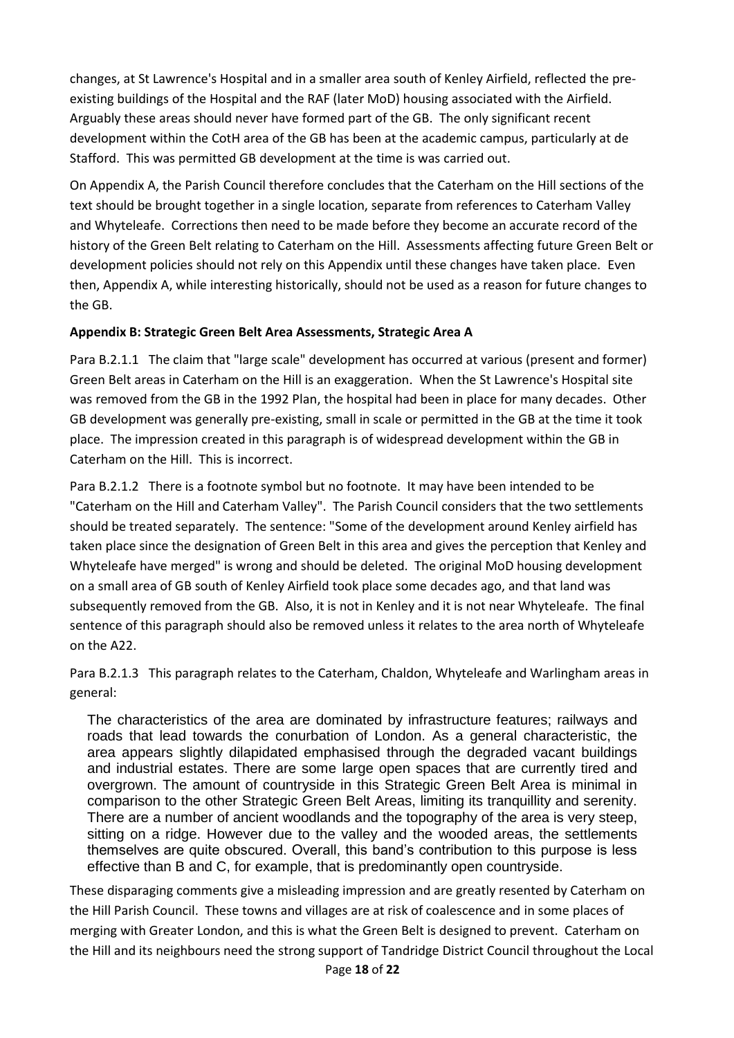changes, at St Lawrence's Hospital and in a smaller area south of Kenley Airfield, reflected the pre-existing buildings of the Hospital and the RAF (later MoD) housing associated with the Airfield. Arguably these areas should never have formed part of the GB. The only significant recent development within the CotH area of the GB has been at the academic campus, particularly at de Stafford. This was permitted GB development at the time is was carried out.

On Appendix A, the Parish Council therefore concludes that the Caterham on the Hill sections of the text should be brought together in a single location, separate from references to Caterham Valley and Whyteleafe. Corrections then need to be made before they become an accurate record of the history of the Green Belt relating to Caterham on the Hill. Assessments affecting future Green Belt or development policies should not rely on this Appendix until these changes have taken place. Even then, Appendix A, while interesting historically, should not be used as a reason for future changes to the GB.

**Appendix B: Strategic Green Belt Area Assessments, Strategic Area A**

Para B.2.1.1 The claim that "large scale" development has occurred at various (present and former) Green Belt areas in Caterham on the Hill is an exaggeration. When the St Lawrence's Hospital site was removed from the GB in the 1992 Plan, the hospital had been in place for many decades. Other GB development was generally pre-existing, small in scale or permitted in the GB at the time it took place. The impression created in this paragraph is of widespread development within the GB in Caterham on the Hill. This is incorrect.

Para B.2.1.2 There is a footnote symbol but no footnote. It may have been intended to be "Caterham on the Hill and Caterham Valley". The Parish Council considers that the two settlements should be treated separately. The sentence: "Some of the development around Kenley airfield has taken place since the designation of Green Belt in this area and gives the perception that Kenley and Whyteleafe have merged" is wrong and should be deleted. The original MoD housing development on a small area of GB south of Kenley Airfield took place some decades ago, and that land was subsequently removed from the GB. Also, it is not in Kenley and it is not near Whyteleafe. The final sentence of this paragraph should also be removed unless it relates to the area north of Whyteleafe on the A22.

Para B.2.1.3 This paragraph relates to the Caterham, Chaldon, Whyteleafe and Warlingham areas in general:

> The characteristics of the area are dominated by infrastructure features; railways and roads that lead towards the conurbation of London. As a general characteristic, the area appears slightly dilapidated emphasised through the degraded vacant buildings and industrial estates. There are some large open spaces that are currently tired and overgrown. The amount of countryside in this Strategic Green Belt Area is minimal in comparison to the other Strategic Green Belt Areas, limiting its tranquillity and serenity. There are a number of ancient woodlands and the topography of the area is very steep, sitting on a ridge. However due to the valley and the wooded areas, the settlements themselves are quite obscured. Overall, this band's contribution to this purpose is less effective than B and C, for example, that is predominantly open countryside.

These disparaging comments give a misleading impression and are greatly resented by Caterham on the Hill Parish Council. These towns and villages are at risk of coalescence and in some places of merging with Greater London, and this is what the Green Belt is designed to prevent. Caterham on the Hill and its neighbours need the strong support of Tandridge District Council throughout the Local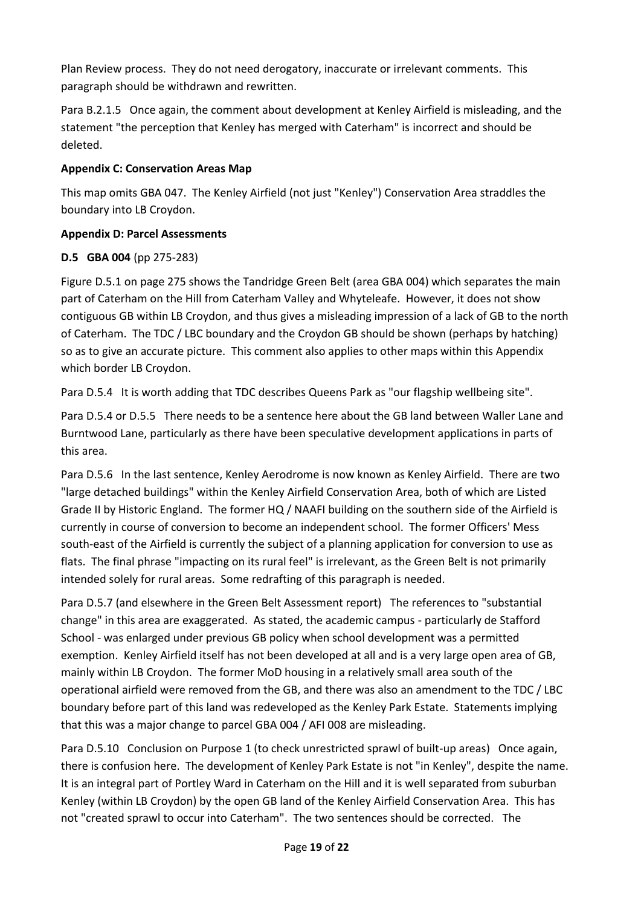Plan Review process. They do not need derogatory, inaccurate or irrelevant comments. This paragraph should be withdrawn and rewritten.

Para B.2.1.5 Once again, the comment about development at Kenley Airfield is misleading, and the statement "the perception that Kenley has merged with Caterham" is incorrect and should be deleted.

**Appendix C: Conservation Areas Map**

This map omits GBA 047. The Kenley Airfield (not just "Kenley") Conservation Area straddles the boundary into LB Croydon.

**Appendix D: Parcel Assessments**

**D.5 GBA 004** (pp 275-283)

Figure D.5.1 on page 275 shows the Tandridge Green Belt (area GBA 004) which separates the main part of Caterham on the Hill from Caterham Valley and Whyteleafe. However, it does not show contiguous GB within LB Croydon, and thus gives a misleading impression of a lack of GB to the north of Caterham. The TDC / LBC boundary and the Croydon GB should be shown (perhaps by hatching) so as to give an accurate picture. This comment also applies to other maps within this Appendix which border LB Croydon.

Para D.5.4 It is worth adding that TDC describes Queens Park as "our flagship wellbeing site".

Para D.5.4 or D.5.5 There needs to be a sentence here about the GB land between Waller Lane and Burntwood Lane, particularly as there have been speculative development applications in parts of this area.

Para D.5.6 In the last sentence, Kenley Aerodrome is now known as Kenley Airfield. There are two "large detached buildings" within the Kenley Airfield Conservation Area, both of which are Listed Grade II by Historic England. The former HQ / NAAFI building on the southern side of the Airfield is currently in course of conversion to become an independent school. The former Officers' Mess south-east of the Airfield is currently the subject of a planning application for conversion to use as flats. The final phrase "impacting on its rural feel" is irrelevant, as the Green Belt is not primarily intended solely for rural areas. Some redrafting of this paragraph is needed.

Para D.5.7 (and elsewhere in the Green Belt Assessment report) The references to "substantial change" in this area are exaggerated. As stated, the academic campus - particularly de Stafford School - was enlarged under previous GB policy when school development was a permitted exemption. Kenley Airfield itself has not been developed at all and is a very large open area of GB, mainly within LB Croydon. The former MoD housing in a relatively small area south of the operational airfield were removed from the GB, and there was also an amendment to the TDC / LBC boundary before part of this land was redeveloped as the Kenley Park Estate. Statements implying that this was a major change to parcel GBA 004 / AFI 008 are misleading.

Para D.5.10 Conclusion on Purpose 1 (to check unrestricted sprawl of built-up areas) Once again, there is confusion here. The development of Kenley Park Estate is not "in Kenley", despite the name. It is an integral part of Portley Ward in Caterham on the Hill and it is well separated from suburban Kenley (within LB Croydon) by the open GB land of the Kenley Airfield Conservation Area. This has not "created sprawl to occur into Caterham". The two sentences should be corrected. The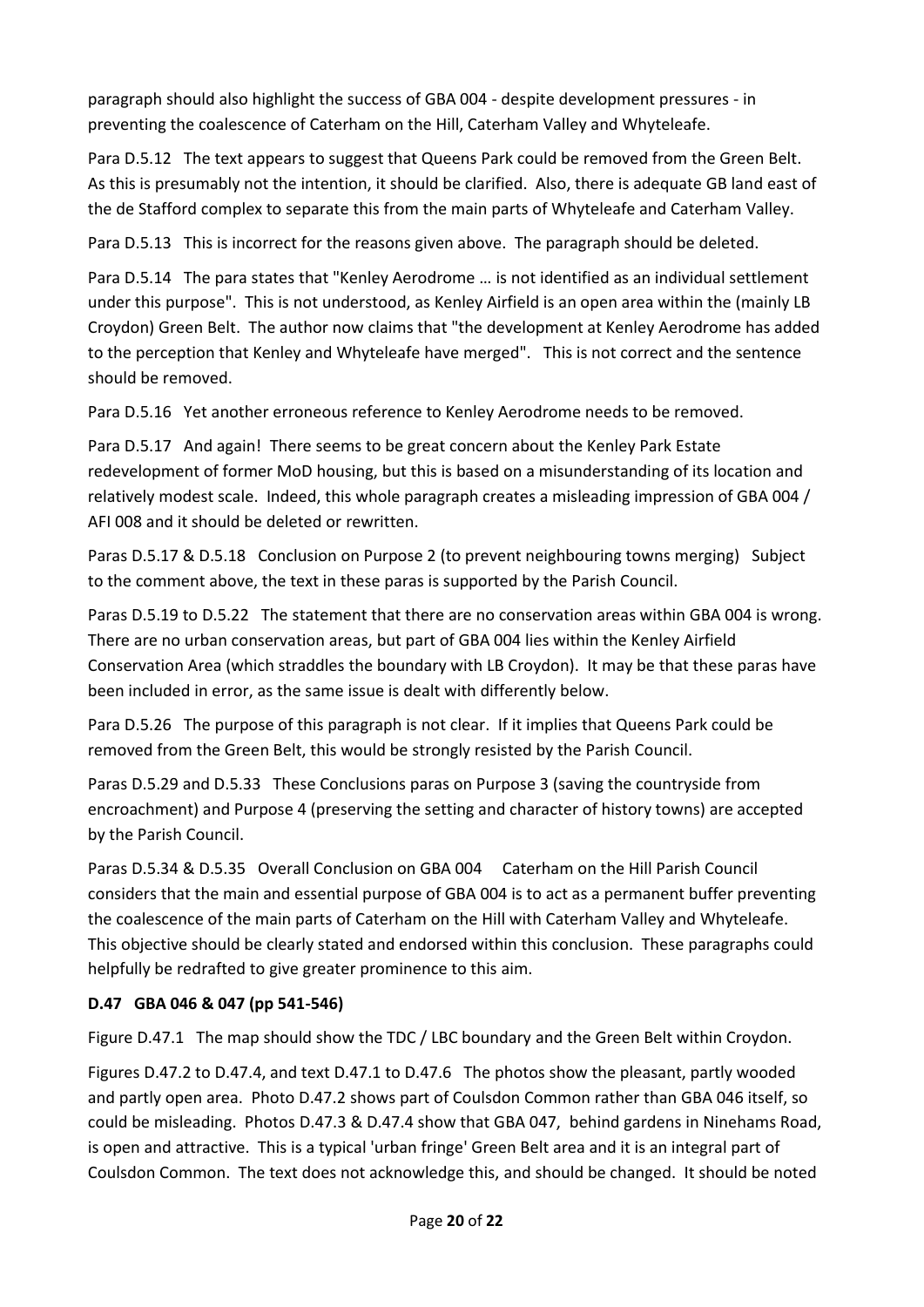paragraph should also highlight the success of GBA 004 - despite development pressures - in preventing the coalescence of Caterham on the Hill, Caterham Valley and Whyteleafe.

Para D.5.12 The text appears to suggest that Queens Park could be removed from the Green Belt. As this is presumably not the intention, it should be clarified. Also, there is adequate GB land east of the de Stafford complex to separate this from the main parts of Whyteleafe and Caterham Valley.

Para D.5.13 This is incorrect for the reasons given above. The paragraph should be deleted.

Para D.5.14 The para states that "Kenley Aerodrome … is not identified as an individual settlement under this purpose". This is not understood, as Kenley Airfield is an open area within the (mainly LB Croydon) Green Belt. The author now claims that "the development at Kenley Aerodrome has added to the perception that Kenley and Whyteleafe have merged". This is not correct and the sentence should be removed.

Para D.5.16 Yet another erroneous reference to Kenley Aerodrome needs to be removed.

Para D.5.17 And again! There seems to be great concern about the Kenley Park Estate redevelopment of former MoD housing, but this is based on a misunderstanding of its location and relatively modest scale. Indeed, this whole paragraph creates a misleading impression of GBA 004 / AFI 008 and it should be deleted or rewritten.

Paras D.5.17 & D.5.18 Conclusion on Purpose 2 (to prevent neighbouring towns merging) Subject to the comment above, the text in these paras is supported by the Parish Council.

Paras D.5.19 to D.5.22 The statement that there are no conservation areas within GBA 004 is wrong. There are no urban conservation areas, but part of GBA 004 lies within the Kenley Airfield Conservation Area (which straddles the boundary with LB Croydon). It may be that these paras have been included in error, as the same issue is dealt with differently below.

Para D.5.26 The purpose of this paragraph is not clear. If it implies that Queens Park could be removed from the Green Belt, this would be strongly resisted by the Parish Council.

Paras D.5.29 and D.5.33 These Conclusions paras on Purpose 3 (saving the countryside from encroachment) and Purpose 4 (preserving the setting and character of history towns) are accepted by the Parish Council.

Paras D.5.34 & D.5.35 Overall Conclusion on GBA 004 Caterham on the Hill Parish Council considers that the main and essential purpose of GBA 004 is to act as a permanent buffer preventing the coalescence of the main parts of Caterham on the Hill with Caterham Valley and Whyteleafe. This objective should be clearly stated and endorsed within this conclusion. These paragraphs could helpfully be redrafted to give greater prominence to this aim.

**D.47 GBA 046 & 047 (pp 541-546)**

Figure D.47.1 The map should show the TDC / LBC boundary and the Green Belt within Croydon.

Figures D.47.2 to D.47.4, and text D.47.1 to D.47.6 The photos show the pleasant, partly wooded and partly open area. Photo D.47.2 shows part of Coulsdon Common rather than GBA 046 itself, so could be misleading. Photos D.47.3 & D.47.4 show that GBA 047, behind gardens in Ninehams Road, is open and attractive. This is a typical 'urban fringe' Green Belt area and it is an integral part of Coulsdon Common. The text does not acknowledge this, and should be changed. It should be noted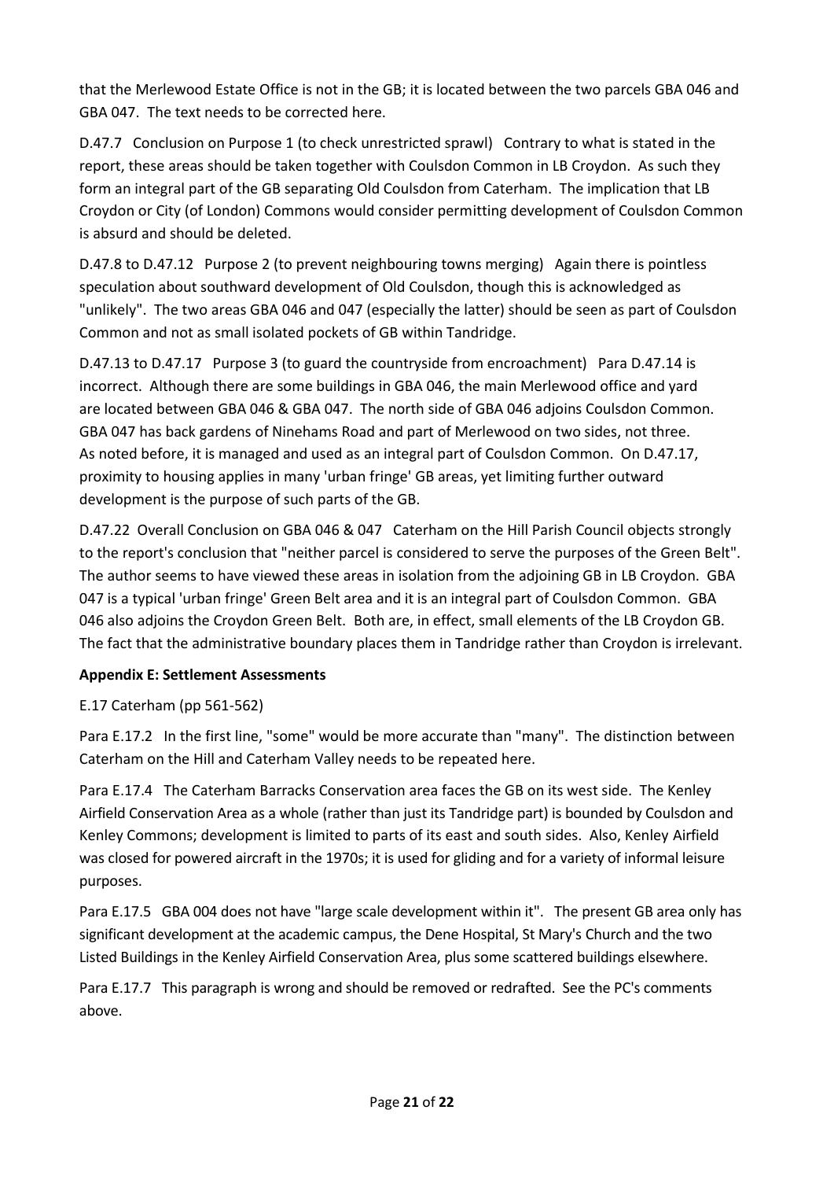that the Merlewood Estate Office is not in the GB; it is located between the two parcels GBA 046 and GBA 047. The text needs to be corrected here.

D.47.7 Conclusion on Purpose 1 (to check unrestricted sprawl) Contrary to what is stated in the report, these areas should be taken together with Coulsdon Common in LB Croydon. As such they form an integral part of the GB separating Old Coulsdon from Caterham. The implication that LB Croydon or City (of London) Commons would consider permitting development of Coulsdon Common is absurd and should be deleted.

D.47.8 to D.47.12 Purpose 2 (to prevent neighbouring towns merging) Again there is pointless speculation about southward development of Old Coulsdon, though this is acknowledged as "unlikely". The two areas GBA 046 and 047 (especially the latter) should be seen as part of Coulsdon Common and not as small isolated pockets of GB within Tandridge.

D.47.13 to D.47.17 Purpose 3 (to guard the countryside from encroachment) Para D.47.14 is incorrect. Although there are some buildings in GBA 046, the main Merlewood office and yard are located between GBA 046 & GBA 047. The north side of GBA 046 adjoins Coulsdon Common. GBA 047 has back gardens of Ninehams Road and part of Merlewood on two sides, not three. As noted before, it is managed and used as an integral part of Coulsdon Common. On D.47.17, proximity to housing applies in many 'urban fringe' GB areas, yet limiting further outward development is the purpose of such parts of the GB.

D.47.22 Overall Conclusion on GBA 046 & 047 Caterham on the Hill Parish Council objects strongly to the report's conclusion that "neither parcel is considered to serve the purposes of the Green Belt". The author seems to have viewed these areas in isolation from the adjoining GB in LB Croydon. GBA 047 is a typical 'urban fringe' Green Belt area and it is an integral part of Coulsdon Common. GBA 046 also adjoins the Croydon Green Belt. Both are, in effect, small elements of the LB Croydon GB. The fact that the administrative boundary places them in Tandridge rather than Croydon is irrelevant.

**Appendix E: Settlement Assessments**

E.17 Caterham (pp 561-562)

Para E.17.2 In the first line, "some" would be more accurate than "many". The distinction between Caterham on the Hill and Caterham Valley needs to be repeated here.

Para E.17.4 The Caterham Barracks Conservation area faces the GB on its west side. The Kenley Airfield Conservation Area as a whole (rather than just its Tandridge part) is bounded by Coulsdon and Kenley Commons; development is limited to parts of its east and south sides. Also, Kenley Airfield was closed for powered aircraft in the 1970s; it is used for gliding and for a variety of informal leisure purposes.

Para E.17.5 GBA 004 does not have "large scale development within it". The present GB area only has significant development at the academic campus, the Dene Hospital, St Mary's Church and the two Listed Buildings in the Kenley Airfield Conservation Area, plus some scattered buildings elsewhere.

Para E.17.7 This paragraph is wrong and should be removed or redrafted. See the PC's comments above.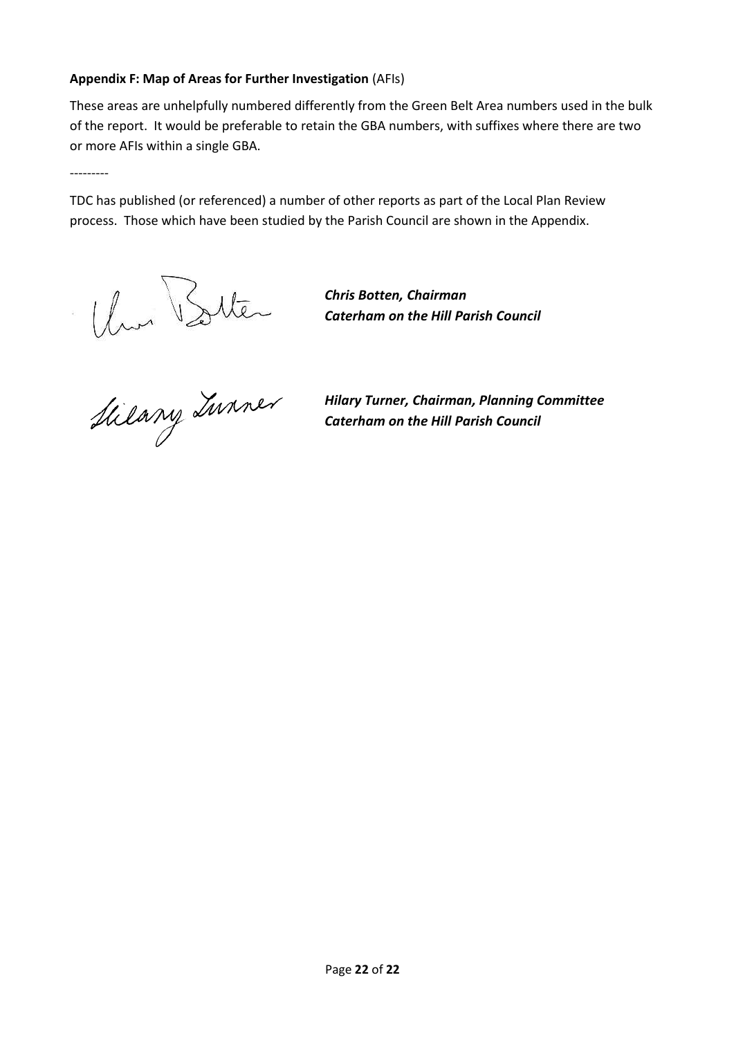**Appendix F: Map of Areas for Further Investigation** (AFIs)

These areas are unhelpfully numbered differently from the Green Belt Area numbers used in the bulk of the report. It would be preferable to retain the GBA numbers, with suffixes where there are two or more AFIs within a single GBA.

---------

TDC has published (or referenced) a number of other reports as part of the Local Plan Review process. Those which have been studied by the Parish Council are shown in the Appendix.

***Chris Botten, Chairman***
***Caterham on the Hill Parish Council***

***Hilary Turner, Chairman, Planning Committee***
***Caterham on the Hill Parish Council***